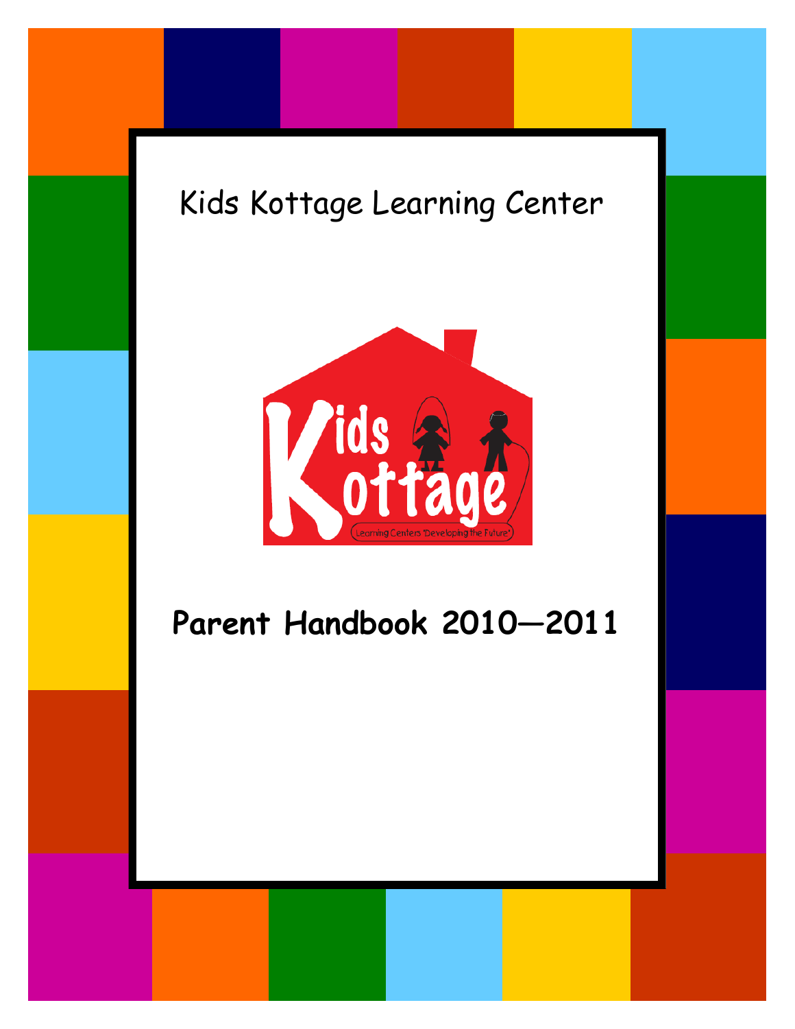# Kids Kottage Learning Center

Kids Kottage

Learning Centers "Developing the Future"

## Parent Handbook 2010—2011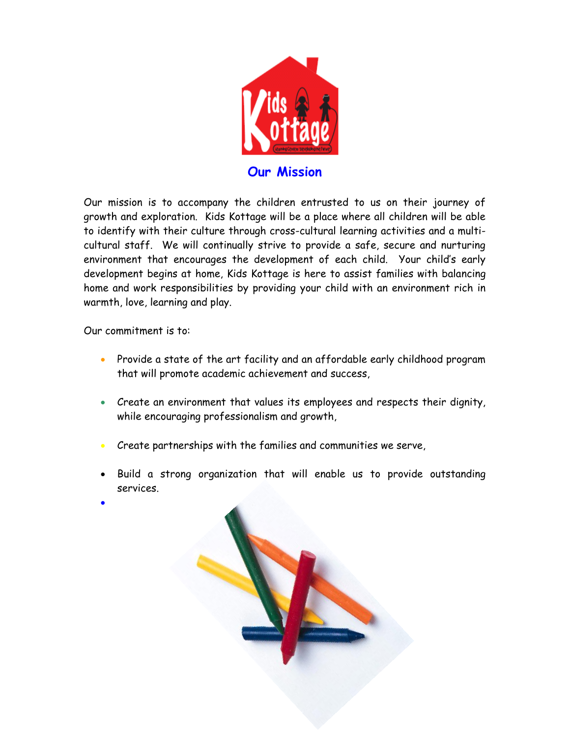## Our Mission

Our mission is to accompany the children entrusted to us on their journey of growth and exploration. Kids Kottage will be a place where all children will be able to identify with their culture through cross-cultural learning activities and a multi-cultural staff. We will continually strive to provide a safe, secure and nurturing environment that encourages the development of each child. Your child's early development begins at home, Kids Kottage is here to assist families with balancing home and work responsibilities by providing your child with an environment rich in warmth, love, learning and play.

Our commitment is to:

- Provide a state of the art facility and an affordable early childhood program that will promote academic achievement and success,
- Create an environment that values its employees and respects their dignity, while encouraging professionalism and growth,
- Create partnerships with the families and communities we serve,
- Build a strong organization that will enable us to provide outstanding services.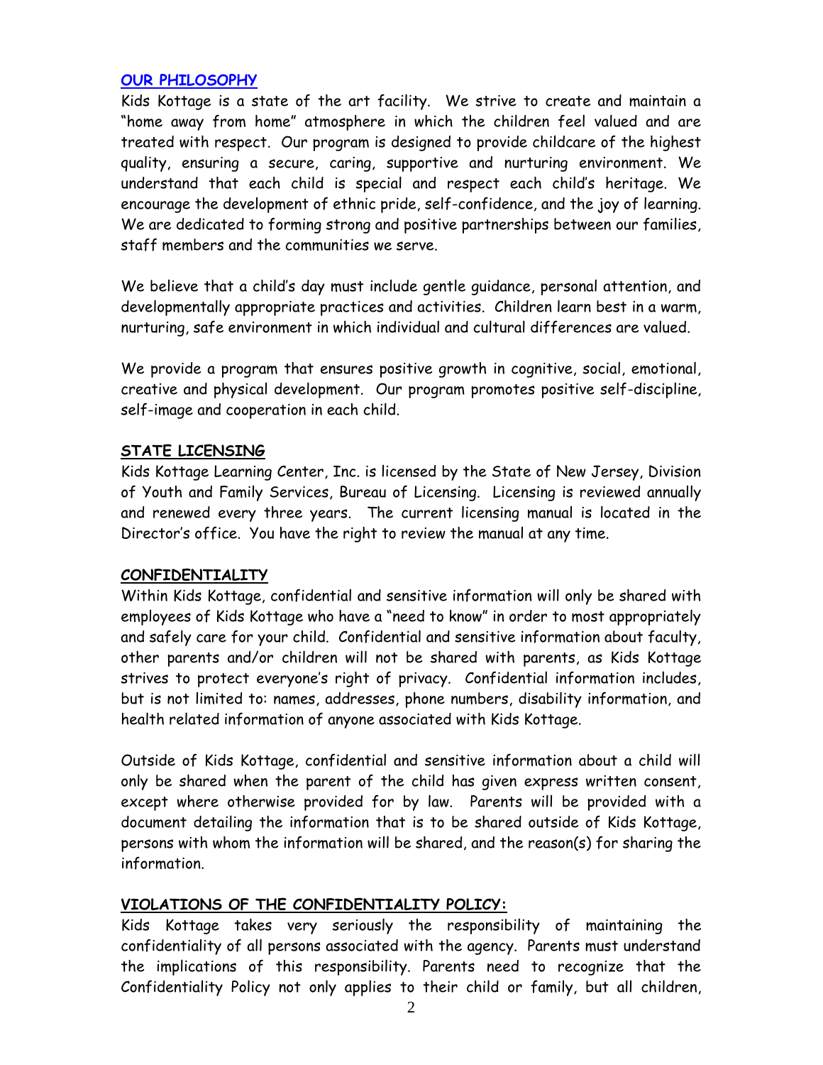## OUR PHILOSOPHY

Kids Kottage is a state of the art facility. We strive to create and maintain a "home away from home" atmosphere in which the children feel valued and are treated with respect. Our program is designed to provide childcare of the highest quality, ensuring a secure, caring, supportive and nurturing environment. We understand that each child is special and respect each child's heritage. We encourage the development of ethnic pride, self-confidence, and the joy of learning. We are dedicated to forming strong and positive partnerships between our families, staff members and the communities we serve.

We believe that a child's day must include gentle guidance, personal attention, and developmentally appropriate practices and activities. Children learn best in a warm, nurturing, safe environment in which individual and cultural differences are valued.

We provide a program that ensures positive growth in cognitive, social, emotional, creative and physical development. Our program promotes positive self-discipline, self-image and cooperation in each child.

## STATE LICENSING

Kids Kottage Learning Center, Inc. is licensed by the State of New Jersey, Division of Youth and Family Services, Bureau of Licensing. Licensing is reviewed annually and renewed every three years. The current licensing manual is located in the Director's office. You have the right to review the manual at any time.

## CONFIDENTIALITY

Within Kids Kottage, confidential and sensitive information will only be shared with employees of Kids Kottage who have a "need to know" in order to most appropriately and safely care for your child. Confidential and sensitive information about faculty, other parents and/or children will not be shared with parents, as Kids Kottage strives to protect everyone's right of privacy. Confidential information includes, but is not limited to: names, addresses, phone numbers, disability information, and health related information of anyone associated with Kids Kottage.

Outside of Kids Kottage, confidential and sensitive information about a child will only be shared when the parent of the child has given express written consent, except where otherwise provided for by law. Parents will be provided with a document detailing the information that is to be shared outside of Kids Kottage, persons with whom the information will be shared, and the reason(s) for sharing the information.

## VIOLATIONS OF THE CONFIDENTIALITY POLICY:

Kids Kottage takes very seriously the responsibility of maintaining the confidentiality of all persons associated with the agency. Parents must understand the implications of this responsibility. Parents need to recognize that the Confidentiality Policy not only applies to their child or family, but all children,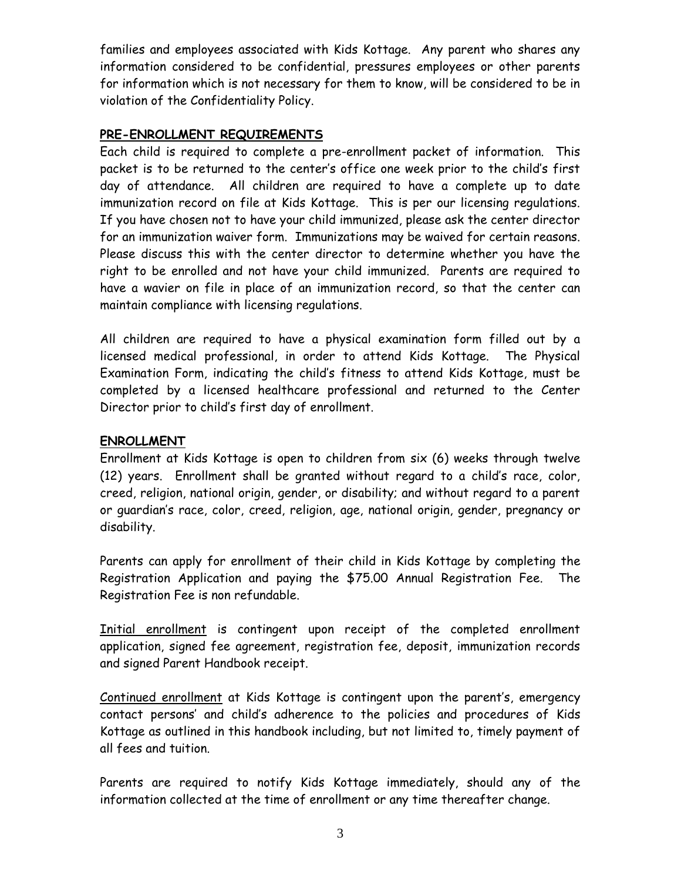families and employees associated with Kids Kottage. Any parent who shares any information considered to be confidential, pressures employees or other parents for information which is not necessary for them to know, will be considered to be in violation of the Confidentiality Policy.

## PRE-ENROLLMENT REQUIREMENTS

Each child is required to complete a pre-enrollment packet of information. This packet is to be returned to the center's office one week prior to the child's first day of attendance. All children are required to have a complete up to date immunization record on file at Kids Kottage. This is per our licensing regulations. If you have chosen not to have your child immunized, please ask the center director for an immunization waiver form. Immunizations may be waived for certain reasons. Please discuss this with the center director to determine whether you have the right to be enrolled and not have your child immunized. Parents are required to have a wavier on file in place of an immunization record, so that the center can maintain compliance with licensing regulations.

All children are required to have a physical examination form filled out by a licensed medical professional, in order to attend Kids Kottage. The Physical Examination Form, indicating the child's fitness to attend Kids Kottage, must be completed by a licensed healthcare professional and returned to the Center Director prior to child's first day of enrollment.

## ENROLLMENT

Enrollment at Kids Kottage is open to children from six (6) weeks through twelve (12) years. Enrollment shall be granted without regard to a child's race, color, creed, religion, national origin, gender, or disability; and without regard to a parent or guardian's race, color, creed, religion, age, national origin, gender, pregnancy or disability.

Parents can apply for enrollment of their child in Kids Kottage by completing the Registration Application and paying the $75.00 Annual Registration Fee. The Registration Fee is non refundable.

Initial enrollment is contingent upon receipt of the completed enrollment application, signed fee agreement, registration fee, deposit, immunization records and signed Parent Handbook receipt.

Continued enrollment at Kids Kottage is contingent upon the parent's, emergency contact persons' and child's adherence to the policies and procedures of Kids Kottage as outlined in this handbook including, but not limited to, timely payment of all fees and tuition.

Parents are required to notify Kids Kottage immediately, should any of the information collected at the time of enrollment or any time thereafter change.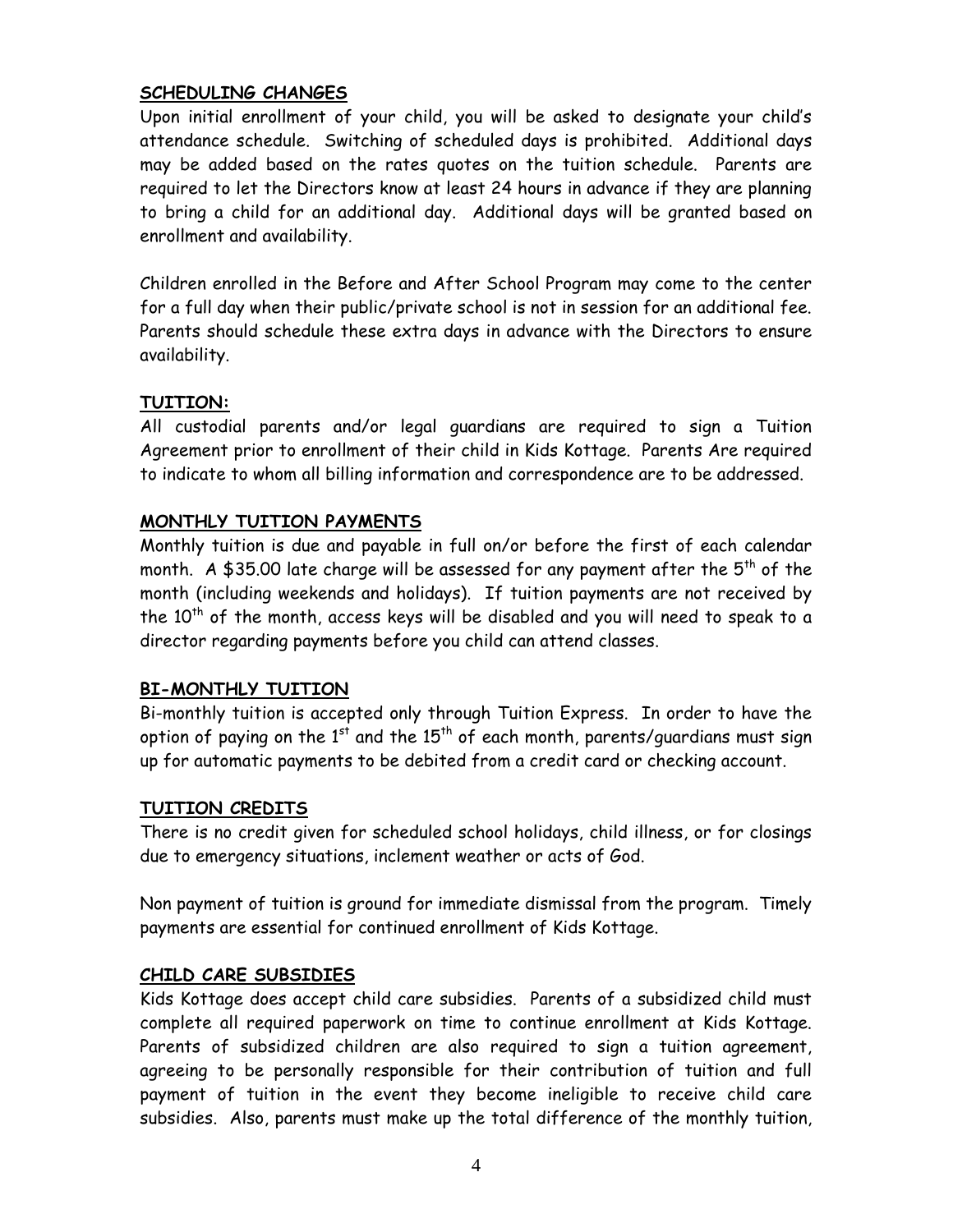## SCHEDULING CHANGES

Upon initial enrollment of your child, you will be asked to designate your child's attendance schedule. Switching of scheduled days is prohibited. Additional days may be added based on the rates quotes on the tuition schedule. Parents are required to let the Directors know at least 24 hours in advance if they are planning to bring a child for an additional day. Additional days will be granted based on enrollment and availability.

Children enrolled in the Before and After School Program may come to the center for a full day when their public/private school is not in session for an additional fee. Parents should schedule these extra days in advance with the Directors to ensure availability.

## TUITION:

All custodial parents and/or legal guardians are required to sign a Tuition Agreement prior to enrollment of their child in Kids Kottage. Parents Are required to indicate to whom all billing information and correspondence are to be addressed.

## MONTHLY TUITION PAYMENTS

Monthly tuition is due and payable in full on/or before the first of each calendar month. A $35.00 late charge will be assessed for any payment after the 5th of the month (including weekends and holidays). If tuition payments are not received by the 10th of the month, access keys will be disabled and you will need to speak to a director regarding payments before you child can attend classes.

## BI-MONTHLY TUITION

Bi-monthly tuition is accepted only through Tuition Express. In order to have the option of paying on the 1st and the 15th of each month, parents/guardians must sign up for automatic payments to be debited from a credit card or checking account.

## TUITION CREDITS

There is no credit given for scheduled school holidays, child illness, or for closings due to emergency situations, inclement weather or acts of God.

Non payment of tuition is ground for immediate dismissal from the program. Timely payments are essential for continued enrollment of Kids Kottage.

## CHILD CARE SUBSIDIES

Kids Kottage does accept child care subsidies. Parents of a subsidized child must complete all required paperwork on time to continue enrollment at Kids Kottage. Parents of subsidized children are also required to sign a tuition agreement, agreeing to be personally responsible for their contribution of tuition and full payment of tuition in the event they become ineligible to receive child care subsidies. Also, parents must make up the total difference of the monthly tuition,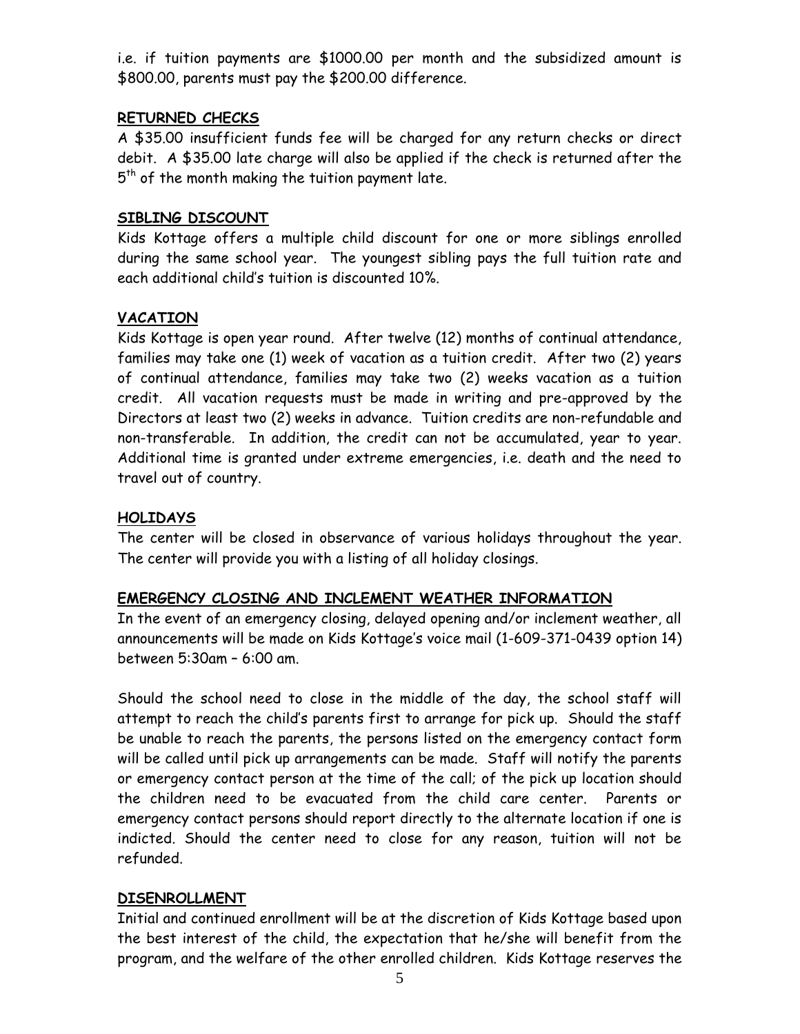i.e. if tuition payments are $1000.00 per month and the subsidized amount is $800.00, parents must pay the $200.00 difference.

## RETURNED CHECKS

A $35.00 insufficient funds fee will be charged for any return checks or direct debit. A $35.00 late charge will also be applied if the check is returned after the 5th of the month making the tuition payment late.

## SIBLING DISCOUNT

Kids Kottage offers a multiple child discount for one or more siblings enrolled during the same school year. The youngest sibling pays the full tuition rate and each additional child's tuition is discounted 10%.

## VACATION

Kids Kottage is open year round. After twelve (12) months of continual attendance, families may take one (1) week of vacation as a tuition credit. After two (2) years of continual attendance, families may take two (2) weeks vacation as a tuition credit. All vacation requests must be made in writing and pre-approved by the Directors at least two (2) weeks in advance. Tuition credits are non-refundable and non-transferable. In addition, the credit can not be accumulated, year to year. Additional time is granted under extreme emergencies, i.e. death and the need to travel out of country.

## HOLIDAYS

The center will be closed in observance of various holidays throughout the year. The center will provide you with a listing of all holiday closings.

## EMERGENCY CLOSING AND INCLEMENT WEATHER INFORMATION

In the event of an emergency closing, delayed opening and/or inclement weather, all announcements will be made on Kids Kottage's voice mail (1-609-371-0439 option 14) between 5:30am – 6:00 am.

Should the school need to close in the middle of the day, the school staff will attempt to reach the child's parents first to arrange for pick up. Should the staff be unable to reach the parents, the persons listed on the emergency contact form will be called until pick up arrangements can be made. Staff will notify the parents or emergency contact person at the time of the call; of the pick up location should the children need to be evacuated from the child care center. Parents or emergency contact persons should report directly to the alternate location if one is indicted. Should the center need to close for any reason, tuition will not be refunded.

## DISENROLLMENT

Initial and continued enrollment will be at the discretion of Kids Kottage based upon the best interest of the child, the expectation that he/she will benefit from the program, and the welfare of the other enrolled children. Kids Kottage reserves the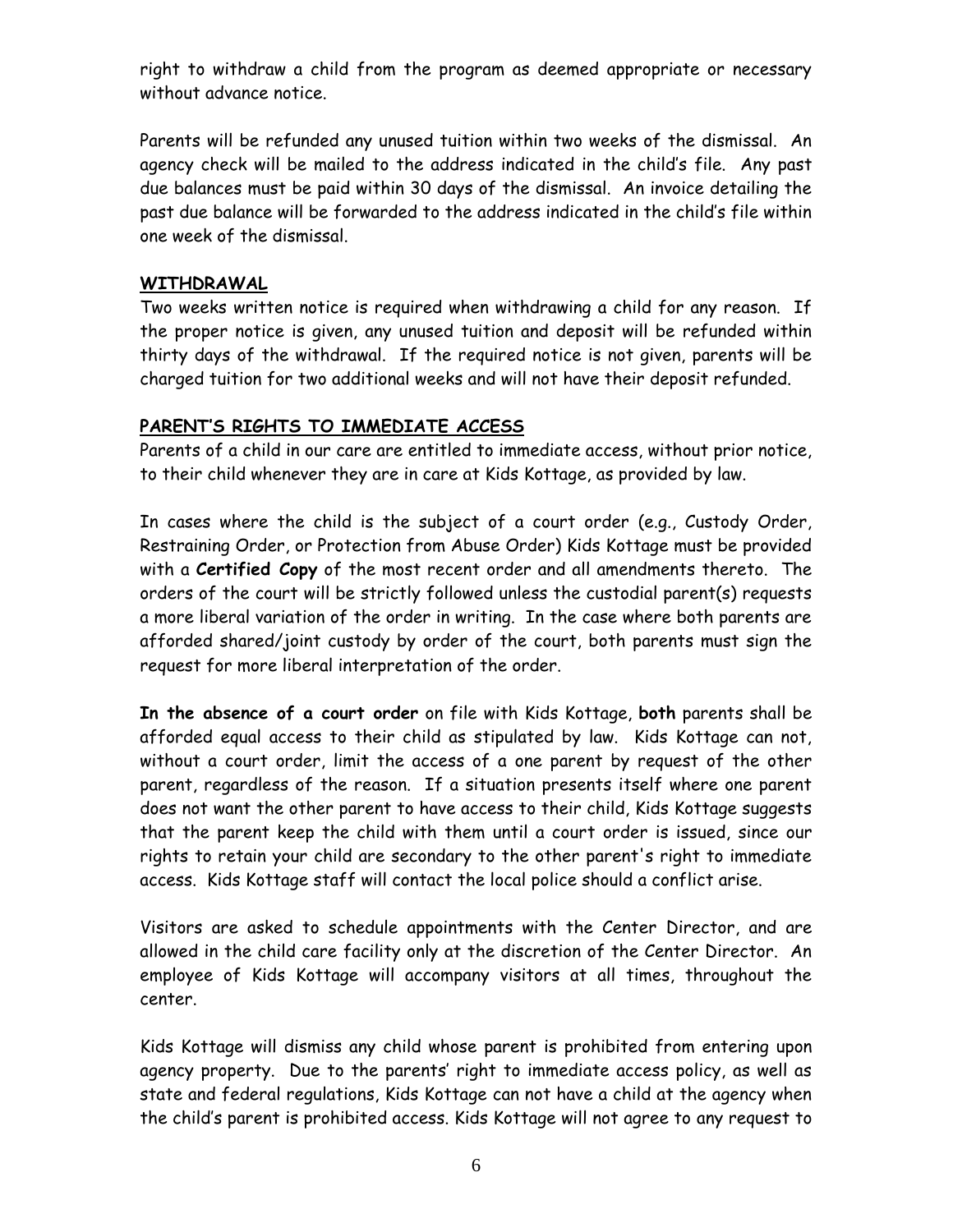right to withdraw a child from the program as deemed appropriate or necessary without advance notice.

Parents will be refunded any unused tuition within two weeks of the dismissal. An agency check will be mailed to the address indicated in the child's file. Any past due balances must be paid within 30 days of the dismissal. An invoice detailing the past due balance will be forwarded to the address indicated in the child's file within one week of the dismissal.

## WITHDRAWAL

Two weeks written notice is required when withdrawing a child for any reason. If the proper notice is given, any unused tuition and deposit will be refunded within thirty days of the withdrawal. If the required notice is not given, parents will be charged tuition for two additional weeks and will not have their deposit refunded.

## PARENT'S RIGHTS TO IMMEDIATE ACCESS

Parents of a child in our care are entitled to immediate access, without prior notice, to their child whenever they are in care at Kids Kottage, as provided by law.

In cases where the child is the subject of a court order (e.g., Custody Order, Restraining Order, or Protection from Abuse Order) Kids Kottage must be provided with a **Certified Copy** of the most recent order and all amendments thereto. The orders of the court will be strictly followed unless the custodial parent(s) requests a more liberal variation of the order in writing. In the case where both parents are afforded shared/joint custody by order of the court, both parents must sign the request for more liberal interpretation of the order.

**In the absence of a court order** on file with Kids Kottage, **both** parents shall be afforded equal access to their child as stipulated by law. Kids Kottage can not, without a court order, limit the access of a one parent by request of the other parent, regardless of the reason. If a situation presents itself where one parent does not want the other parent to have access to their child, Kids Kottage suggests that the parent keep the child with them until a court order is issued, since our rights to retain your child are secondary to the other parent's right to immediate access. Kids Kottage staff will contact the local police should a conflict arise.

Visitors are asked to schedule appointments with the Center Director, and are allowed in the child care facility only at the discretion of the Center Director. An employee of Kids Kottage will accompany visitors at all times, throughout the center.

Kids Kottage will dismiss any child whose parent is prohibited from entering upon agency property. Due to the parents' right to immediate access policy, as well as state and federal regulations, Kids Kottage can not have a child at the agency when the child's parent is prohibited access. Kids Kottage will not agree to any request to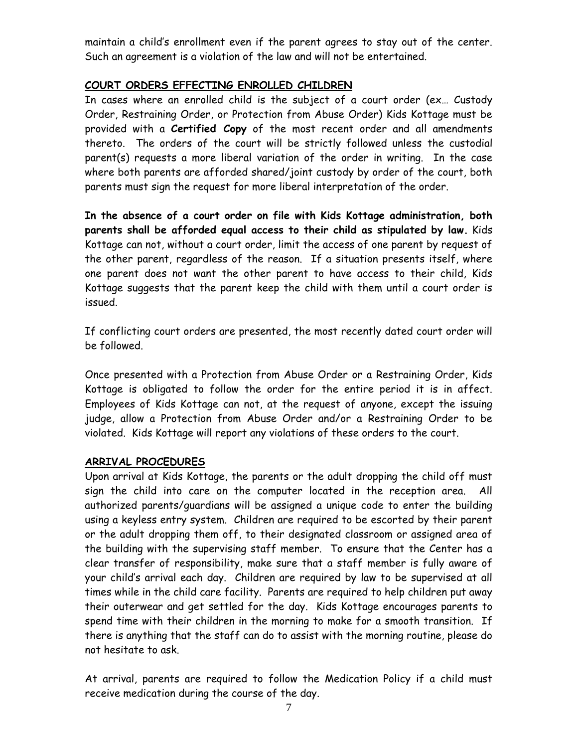maintain a child's enrollment even if the parent agrees to stay out of the center. Such an agreement is a violation of the law and will not be entertained.

## COURT ORDERS EFFECTING ENROLLED CHILDREN

In cases where an enrolled child is the subject of a court order (ex… Custody Order, Restraining Order, or Protection from Abuse Order) Kids Kottage must be provided with a **Certified Copy** of the most recent order and all amendments thereto. The orders of the court will be strictly followed unless the custodial parent(s) requests a more liberal variation of the order in writing. In the case where both parents are afforded shared/joint custody by order of the court, both parents must sign the request for more liberal interpretation of the order.

**In the absence of a court order on file with Kids Kottage administration, both parents shall be afforded equal access to their child as stipulated by law.** Kids Kottage can not, without a court order, limit the access of one parent by request of the other parent, regardless of the reason. If a situation presents itself, where one parent does not want the other parent to have access to their child, Kids Kottage suggests that the parent keep the child with them until a court order is issued.

If conflicting court orders are presented, the most recently dated court order will be followed.

Once presented with a Protection from Abuse Order or a Restraining Order, Kids Kottage is obligated to follow the order for the entire period it is in affect. Employees of Kids Kottage can not, at the request of anyone, except the issuing judge, allow a Protection from Abuse Order and/or a Restraining Order to be violated. Kids Kottage will report any violations of these orders to the court.

## ARRIVAL PROCEDURES

Upon arrival at Kids Kottage, the parents or the adult dropping the child off must sign the child into care on the computer located in the reception area. All authorized parents/guardians will be assigned a unique code to enter the building using a keyless entry system. Children are required to be escorted by their parent or the adult dropping them off, to their designated classroom or assigned area of the building with the supervising staff member. To ensure that the Center has a clear transfer of responsibility, make sure that a staff member is fully aware of your child's arrival each day. Children are required by law to be supervised at all times while in the child care facility. Parents are required to help children put away their outerwear and get settled for the day. Kids Kottage encourages parents to spend time with their children in the morning to make for a smooth transition. If there is anything that the staff can do to assist with the morning routine, please do not hesitate to ask.

At arrival, parents are required to follow the Medication Policy if a child must receive medication during the course of the day.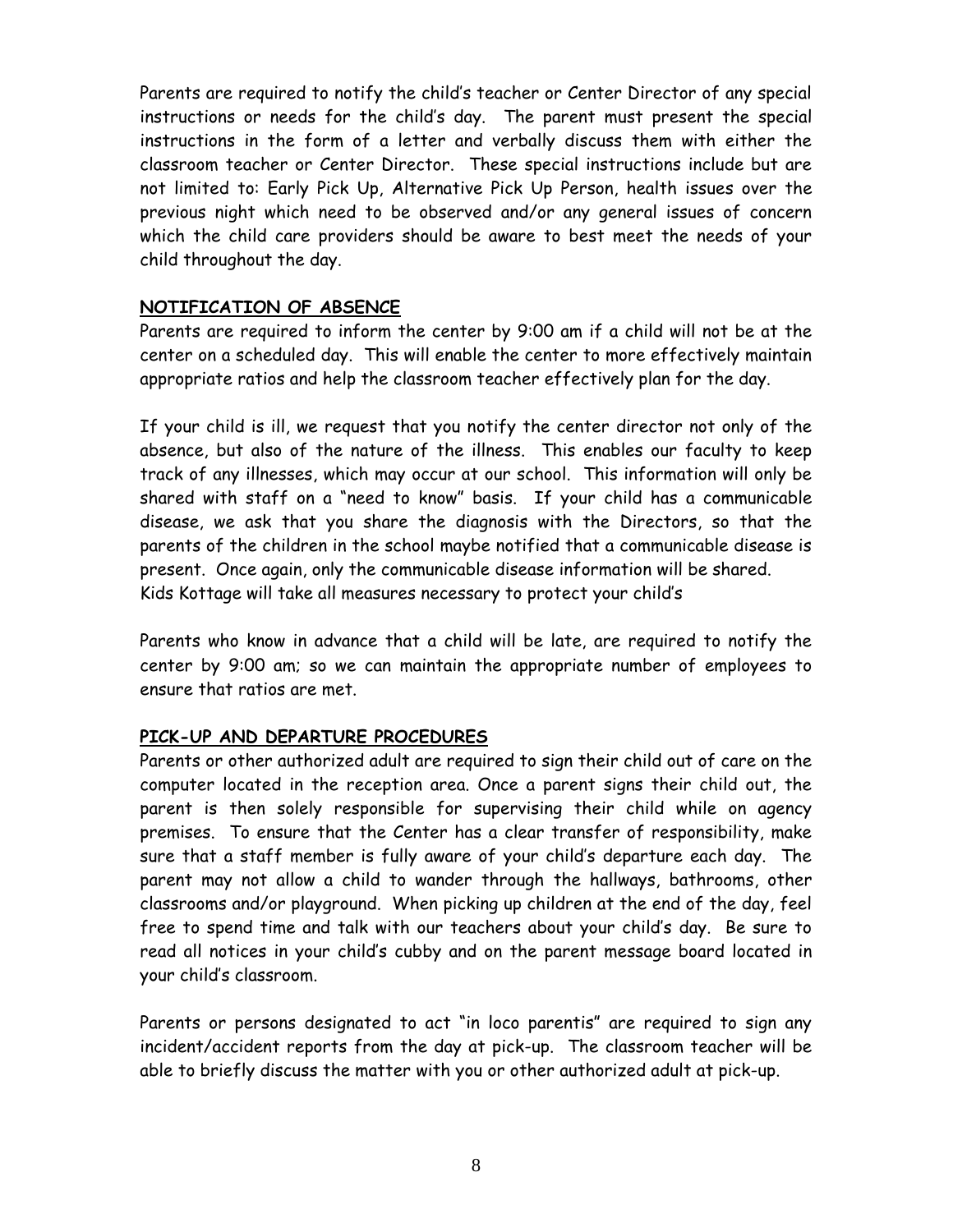Parents are required to notify the child's teacher or Center Director of any special instructions or needs for the child's day. The parent must present the special instructions in the form of a letter and verbally discuss them with either the classroom teacher or Center Director. These special instructions include but are not limited to: Early Pick Up, Alternative Pick Up Person, health issues over the previous night which need to be observed and/or any general issues of concern which the child care providers should be aware to best meet the needs of your child throughout the day.

## NOTIFICATION OF ABSENCE

Parents are required to inform the center by 9:00 am if a child will not be at the center on a scheduled day. This will enable the center to more effectively maintain appropriate ratios and help the classroom teacher effectively plan for the day.

If your child is ill, we request that you notify the center director not only of the absence, but also of the nature of the illness. This enables our faculty to keep track of any illnesses, which may occur at our school. This information will only be shared with staff on a "need to know" basis. If your child has a communicable disease, we ask that you share the diagnosis with the Directors, so that the parents of the children in the school maybe notified that a communicable disease is present. Once again, only the communicable disease information will be shared.
Kids Kottage will take all measures necessary to protect your child's

Parents who know in advance that a child will be late, are required to notify the center by 9:00 am; so we can maintain the appropriate number of employees to ensure that ratios are met.

## PICK-UP AND DEPARTURE PROCEDURES

Parents or other authorized adult are required to sign their child out of care on the computer located in the reception area. Once a parent signs their child out, the parent is then solely responsible for supervising their child while on agency premises. To ensure that the Center has a clear transfer of responsibility, make sure that a staff member is fully aware of your child's departure each day. The parent may not allow a child to wander through the hallways, bathrooms, other classrooms and/or playground. When picking up children at the end of the day, feel free to spend time and talk with our teachers about your child's day. Be sure to read all notices in your child's cubby and on the parent message board located in your child's classroom.

Parents or persons designated to act "in loco parentis" are required to sign any incident/accident reports from the day at pick-up. The classroom teacher will be able to briefly discuss the matter with you or other authorized adult at pick-up.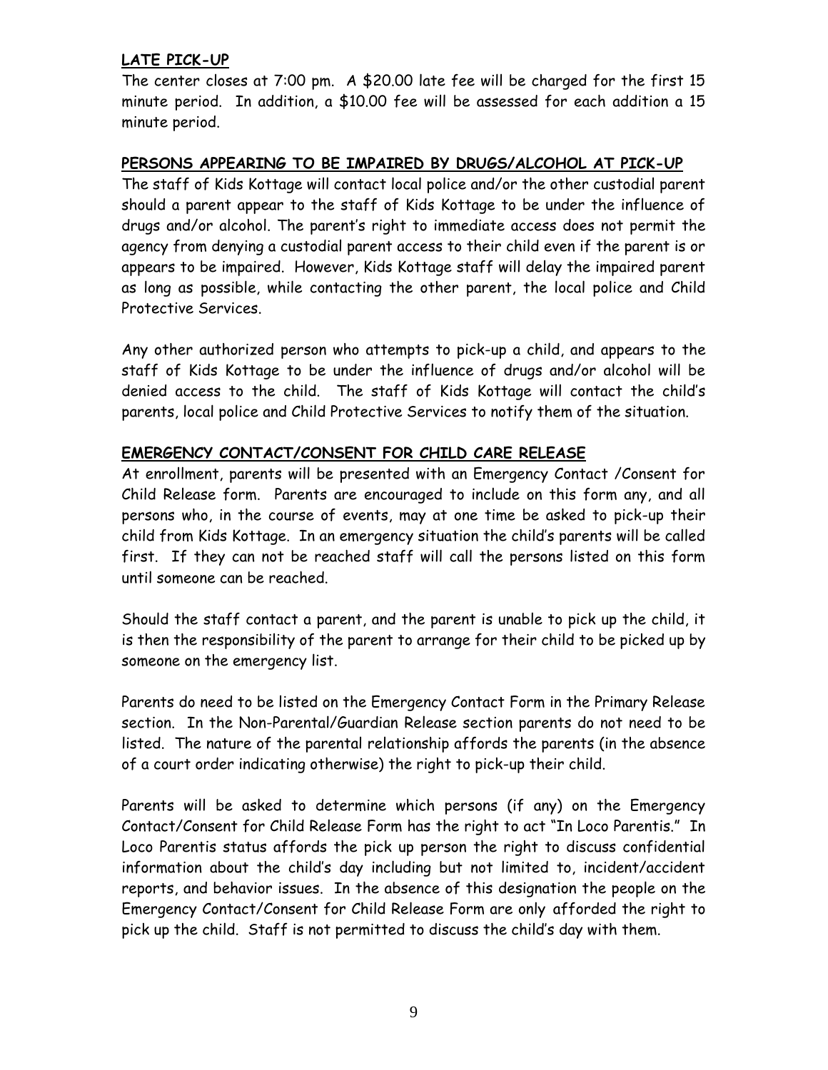**LATE PICK-UP**

The center closes at 7:00 pm. A $20.00 late fee will be charged for the first 15 minute period. In addition, a $10.00 fee will be assessed for each addition a 15 minute period.

**PERSONS APPEARING TO BE IMPAIRED BY DRUGS/ALCOHOL AT PICK-UP**

The staff of Kids Kottage will contact local police and/or the other custodial parent should a parent appear to the staff of Kids Kottage to be under the influence of drugs and/or alcohol. The parent's right to immediate access does not permit the agency from denying a custodial parent access to their child even if the parent is or appears to be impaired. However, Kids Kottage staff will delay the impaired parent as long as possible, while contacting the other parent, the local police and Child Protective Services.

Any other authorized person who attempts to pick-up a child, and appears to the staff of Kids Kottage to be under the influence of drugs and/or alcohol will be denied access to the child. The staff of Kids Kottage will contact the child's parents, local police and Child Protective Services to notify them of the situation.

**EMERGENCY CONTACT/CONSENT FOR CHILD CARE RELEASE**

At enrollment, parents will be presented with an Emergency Contact /Consent for Child Release form. Parents are encouraged to include on this form any, and all persons who, in the course of events, may at one time be asked to pick-up their child from Kids Kottage. In an emergency situation the child's parents will be called first. If they can not be reached staff will call the persons listed on this form until someone can be reached.

Should the staff contact a parent, and the parent is unable to pick up the child, it is then the responsibility of the parent to arrange for their child to be picked up by someone on the emergency list.

Parents do need to be listed on the Emergency Contact Form in the Primary Release section. In the Non-Parental/Guardian Release section parents do not need to be listed. The nature of the parental relationship affords the parents (in the absence of a court order indicating otherwise) the right to pick-up their child.

Parents will be asked to determine which persons (if any) on the Emergency Contact/Consent for Child Release Form has the right to act "In Loco Parentis." In Loco Parentis status affords the pick up person the right to discuss confidential information about the child's day including but not limited to, incident/accident reports, and behavior issues. In the absence of this designation the people on the Emergency Contact/Consent for Child Release Form are only afforded the right to pick up the child. Staff is not permitted to discuss the child's day with them.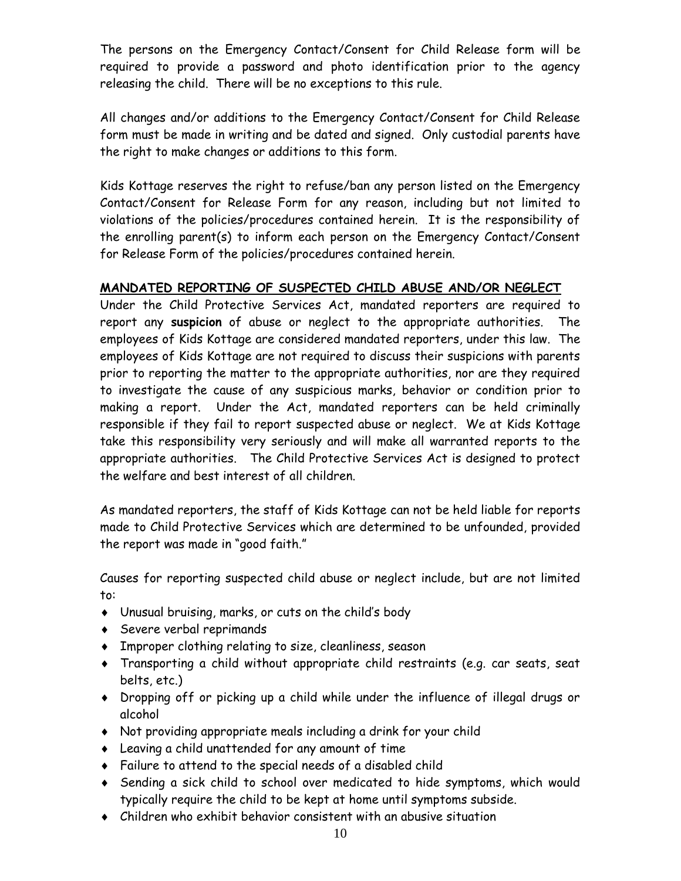The persons on the Emergency Contact/Consent for Child Release form will be required to provide a password and photo identification prior to the agency releasing the child. There will be no exceptions to this rule.

All changes and/or additions to the Emergency Contact/Consent for Child Release form must be made in writing and be dated and signed. Only custodial parents have the right to make changes or additions to this form.

Kids Kottage reserves the right to refuse/ban any person listed on the Emergency Contact/Consent for Release Form for any reason, including but not limited to violations of the policies/procedures contained herein. It is the responsibility of the enrolling parent(s) to inform each person on the Emergency Contact/Consent for Release Form of the policies/procedures contained herein.

## MANDATED REPORTING OF SUSPECTED CHILD ABUSE AND/OR NEGLECT

Under the Child Protective Services Act, mandated reporters are required to report any **suspicion** of abuse or neglect to the appropriate authorities. The employees of Kids Kottage are considered mandated reporters, under this law. The employees of Kids Kottage are not required to discuss their suspicions with parents prior to reporting the matter to the appropriate authorities, nor are they required to investigate the cause of any suspicious marks, behavior or condition prior to making a report. Under the Act, mandated reporters can be held criminally responsible if they fail to report suspected abuse or neglect. We at Kids Kottage take this responsibility very seriously and will make all warranted reports to the appropriate authorities. The Child Protective Services Act is designed to protect the welfare and best interest of all children.

As mandated reporters, the staff of Kids Kottage can not be held liable for reports made to Child Protective Services which are determined to be unfounded, provided the report was made in "good faith."

Causes for reporting suspected child abuse or neglect include, but are not limited to:

- Unusual bruising, marks, or cuts on the child's body
- Severe verbal reprimands
- Improper clothing relating to size, cleanliness, season
- Transporting a child without appropriate child restraints (e.g. car seats, seat belts, etc.)
- Dropping off or picking up a child while under the influence of illegal drugs or alcohol
- Not providing appropriate meals including a drink for your child
- Leaving a child unattended for any amount of time
- Failure to attend to the special needs of a disabled child
- Sending a sick child to school over medicated to hide symptoms, which would typically require the child to be kept at home until symptoms subside.
- Children who exhibit behavior consistent with an abusive situation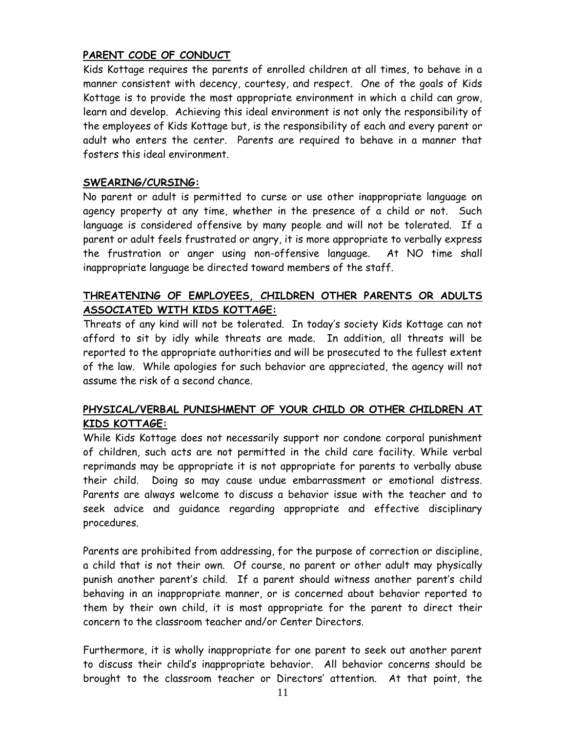## PARENT CODE OF CONDUCT

Kids Kottage requires the parents of enrolled children at all times, to behave in a manner consistent with decency, courtesy, and respect. One of the goals of Kids Kottage is to provide the most appropriate environment in which a child can grow, learn and develop. Achieving this ideal environment is not only the responsibility of the employees of Kids Kottage but, is the responsibility of each and every parent or adult who enters the center. Parents are required to behave in a manner that fosters this ideal environment.

## SWEARING/CURSING:

No parent or adult is permitted to curse or use other inappropriate language on agency property at any time, whether in the presence of a child or not. Such language is considered offensive by many people and will not be tolerated. If a parent or adult feels frustrated or angry, it is more appropriate to verbally express the frustration or anger using non-offensive language. At NO time shall inappropriate language be directed toward members of the staff.

## THREATENING OF EMPLOYEES, CHILDREN OTHER PARENTS OR ADULTS ASSOCIATED WITH KIDS KOTTAGE:

Threats of any kind will not be tolerated. In today's society Kids Kottage can not afford to sit by idly while threats are made. In addition, all threats will be reported to the appropriate authorities and will be prosecuted to the fullest extent of the law. While apologies for such behavior are appreciated, the agency will not assume the risk of a second chance.

## PHYSICAL/VERBAL PUNISHMENT OF YOUR CHILD OR OTHER CHILDREN AT KIDS KOTTAGE:

While Kids Kottage does not necessarily support nor condone corporal punishment of children, such acts are not permitted in the child care facility. While verbal reprimands may be appropriate it is not appropriate for parents to verbally abuse their child. Doing so may cause undue embarrassment or emotional distress. Parents are always welcome to discuss a behavior issue with the teacher and to seek advice and guidance regarding appropriate and effective disciplinary procedures.

Parents are prohibited from addressing, for the purpose of correction or discipline, a child that is not their own. Of course, no parent or other adult may physically punish another parent's child. If a parent should witness another parent's child behaving in an inappropriate manner, or is concerned about behavior reported to them by their own child, it is most appropriate for the parent to direct their concern to the classroom teacher and/or Center Directors.

Furthermore, it is wholly inappropriate for one parent to seek out another parent to discuss their child's inappropriate behavior. All behavior concerns should be brought to the classroom teacher or Directors' attention. At that point, the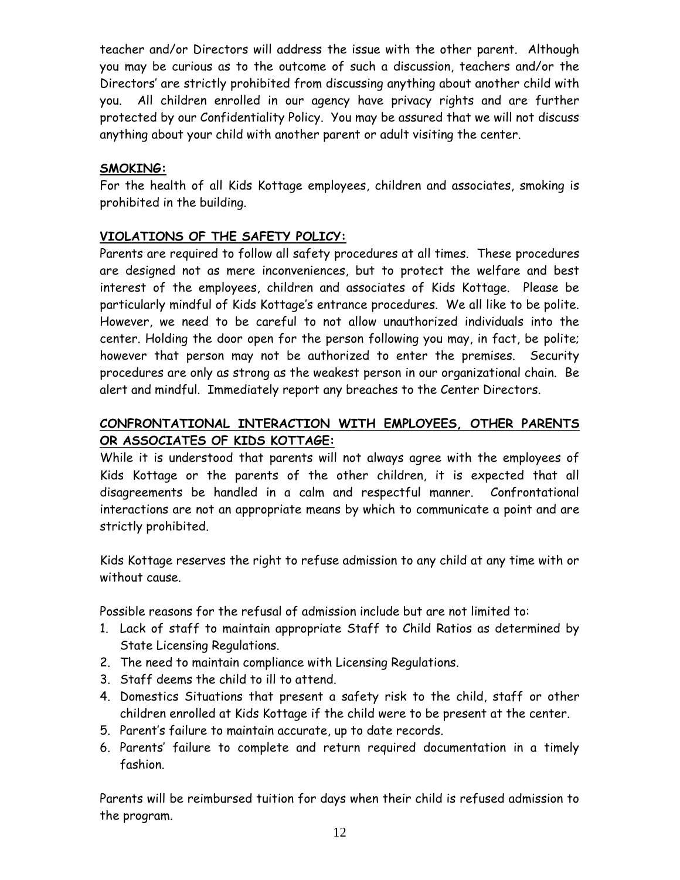teacher and/or Directors will address the issue with the other parent. Although you may be curious as to the outcome of such a discussion, teachers and/or the Directors' are strictly prohibited from discussing anything about another child with you. All children enrolled in our agency have privacy rights and are further protected by our Confidentiality Policy. You may be assured that we will not discuss anything about your child with another parent or adult visiting the center.

## SMOKING:

For the health of all Kids Kottage employees, children and associates, smoking is prohibited in the building.

## VIOLATIONS OF THE SAFETY POLICY:

Parents are required to follow all safety procedures at all times. These procedures are designed not as mere inconveniences, but to protect the welfare and best interest of the employees, children and associates of Kids Kottage. Please be particularly mindful of Kids Kottage's entrance procedures. We all like to be polite. However, we need to be careful to not allow unauthorized individuals into the center. Holding the door open for the person following you may, in fact, be polite; however that person may not be authorized to enter the premises. Security procedures are only as strong as the weakest person in our organizational chain. Be alert and mindful. Immediately report any breaches to the Center Directors.

## CONFRONTATIONAL INTERACTION WITH EMPLOYEES, OTHER PARENTS OR ASSOCIATES OF KIDS KOTTAGE:

While it is understood that parents will not always agree with the employees of Kids Kottage or the parents of the other children, it is expected that all disagreements be handled in a calm and respectful manner. Confrontational interactions are not an appropriate means by which to communicate a point and are strictly prohibited.

Kids Kottage reserves the right to refuse admission to any child at any time with or without cause.

Possible reasons for the refusal of admission include but are not limited to:

1. Lack of staff to maintain appropriate Staff to Child Ratios as determined by State Licensing Regulations.
2. The need to maintain compliance with Licensing Regulations.
3. Staff deems the child to ill to attend.
4. Domestics Situations that present a safety risk to the child, staff or other children enrolled at Kids Kottage if the child were to be present at the center.
5. Parent's failure to maintain accurate, up to date records.
6. Parents' failure to complete and return required documentation in a timely fashion.

Parents will be reimbursed tuition for days when their child is refused admission to the program.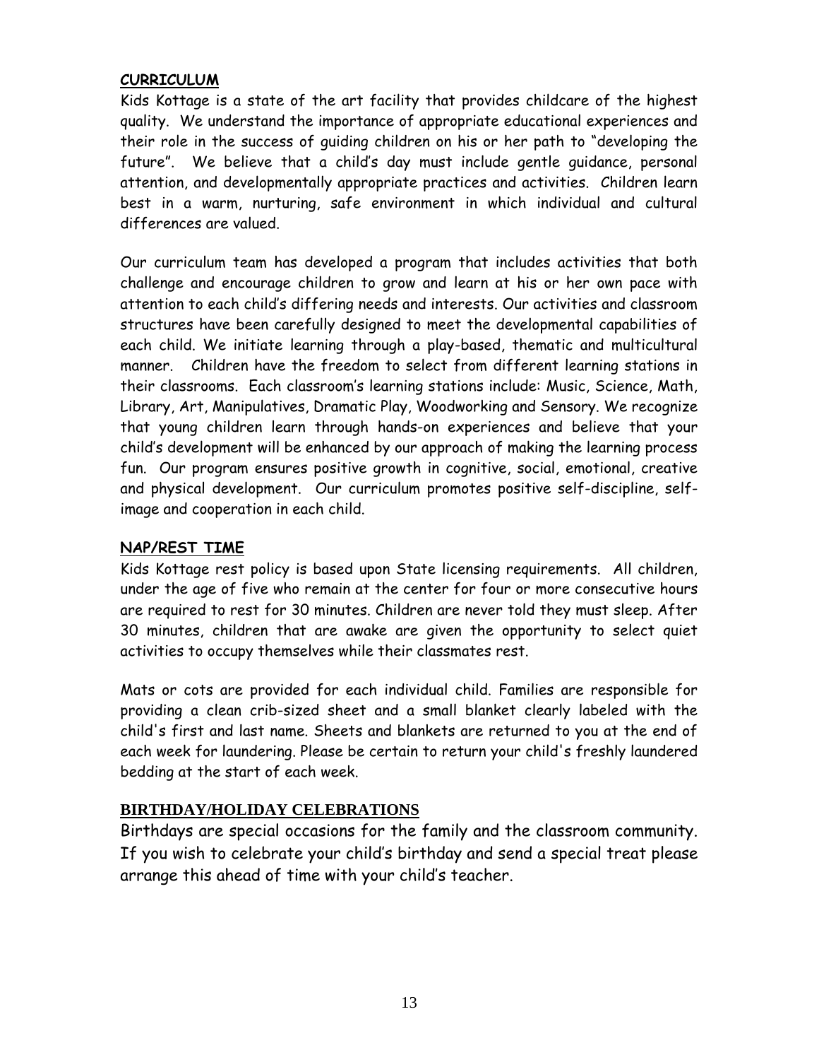## CURRICULUM

Kids Kottage is a state of the art facility that provides childcare of the highest quality. We understand the importance of appropriate educational experiences and their role in the success of guiding children on his or her path to "developing the future". We believe that a child's day must include gentle guidance, personal attention, and developmentally appropriate practices and activities. Children learn best in a warm, nurturing, safe environment in which individual and cultural differences are valued.

Our curriculum team has developed a program that includes activities that both challenge and encourage children to grow and learn at his or her own pace with attention to each child's differing needs and interests. Our activities and classroom structures have been carefully designed to meet the developmental capabilities of each child. We initiate learning through a play-based, thematic and multicultural manner. Children have the freedom to select from different learning stations in their classrooms. Each classroom's learning stations include: Music, Science, Math, Library, Art, Manipulatives, Dramatic Play, Woodworking and Sensory. We recognize that young children learn through hands-on experiences and believe that your child's development will be enhanced by our approach of making the learning process fun. Our program ensures positive growth in cognitive, social, emotional, creative and physical development. Our curriculum promotes positive self-discipline, self-image and cooperation in each child.

## NAP/REST TIME

Kids Kottage rest policy is based upon State licensing requirements. All children, under the age of five who remain at the center for four or more consecutive hours are required to rest for 30 minutes. Children are never told they must sleep. After 30 minutes, children that are awake are given the opportunity to select quiet activities to occupy themselves while their classmates rest.

Mats or cots are provided for each individual child. Families are responsible for providing a clean crib-sized sheet and a small blanket clearly labeled with the child's first and last name. Sheets and blankets are returned to you at the end of each week for laundering. Please be certain to return your child's freshly laundered bedding at the start of each week.

## BIRTHDAY/HOLIDAY CELEBRATIONS

Birthdays are special occasions for the family and the classroom community. If you wish to celebrate your child's birthday and send a special treat please arrange this ahead of time with your child's teacher.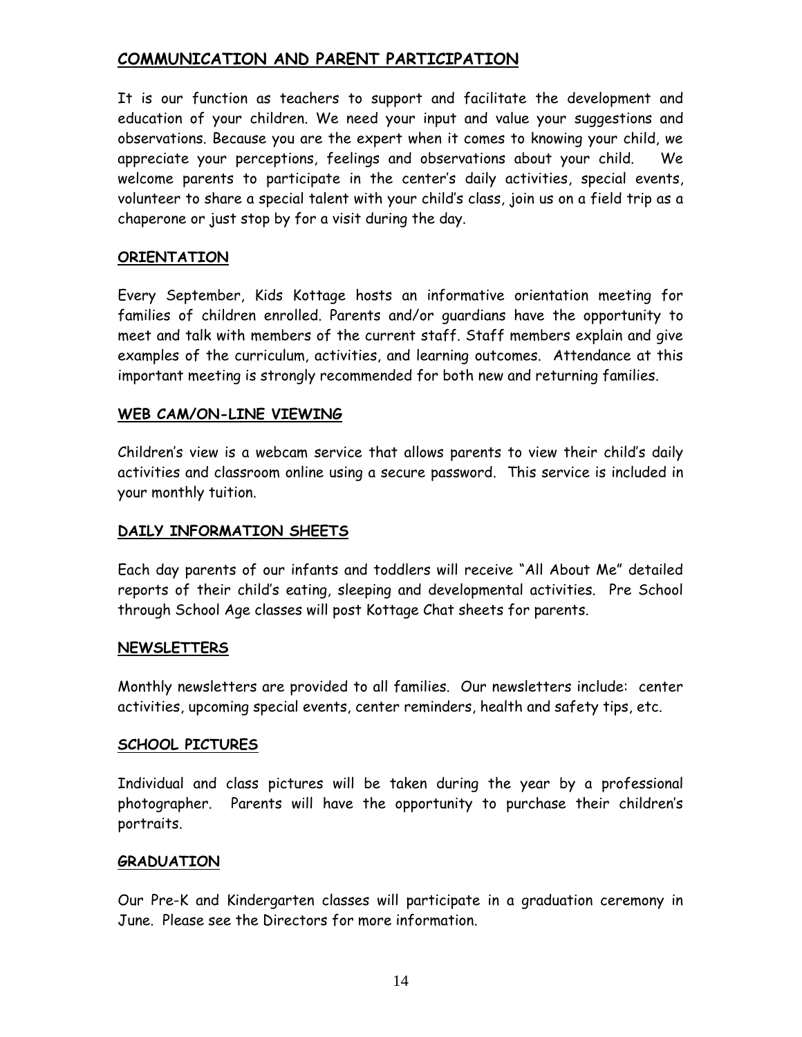## COMMUNICATION AND PARENT PARTICIPATION

It is our function as teachers to support and facilitate the development and education of your children. We need your input and value your suggestions and observations. Because you are the expert when it comes to knowing your child, we appreciate your perceptions, feelings and observations about your child. We welcome parents to participate in the center's daily activities, special events, volunteer to share a special talent with your child's class, join us on a field trip as a chaperone or just stop by for a visit during the day.

### ORIENTATION

Every September, Kids Kottage hosts an informative orientation meeting for families of children enrolled. Parents and/or guardians have the opportunity to meet and talk with members of the current staff. Staff members explain and give examples of the curriculum, activities, and learning outcomes. Attendance at this important meeting is strongly recommended for both new and returning families.

### WEB CAM/ON-LINE VIEWING

Children's view is a webcam service that allows parents to view their child's daily activities and classroom online using a secure password. This service is included in your monthly tuition.

### DAILY INFORMATION SHEETS

Each day parents of our infants and toddlers will receive "All About Me" detailed reports of their child's eating, sleeping and developmental activities. Pre School through School Age classes will post Kottage Chat sheets for parents.

### NEWSLETTERS

Monthly newsletters are provided to all families. Our newsletters include: center activities, upcoming special events, center reminders, health and safety tips, etc.

### SCHOOL PICTURES

Individual and class pictures will be taken during the year by a professional photographer. Parents will have the opportunity to purchase their children's portraits.

### GRADUATION

Our Pre-K and Kindergarten classes will participate in a graduation ceremony in June. Please see the Directors for more information.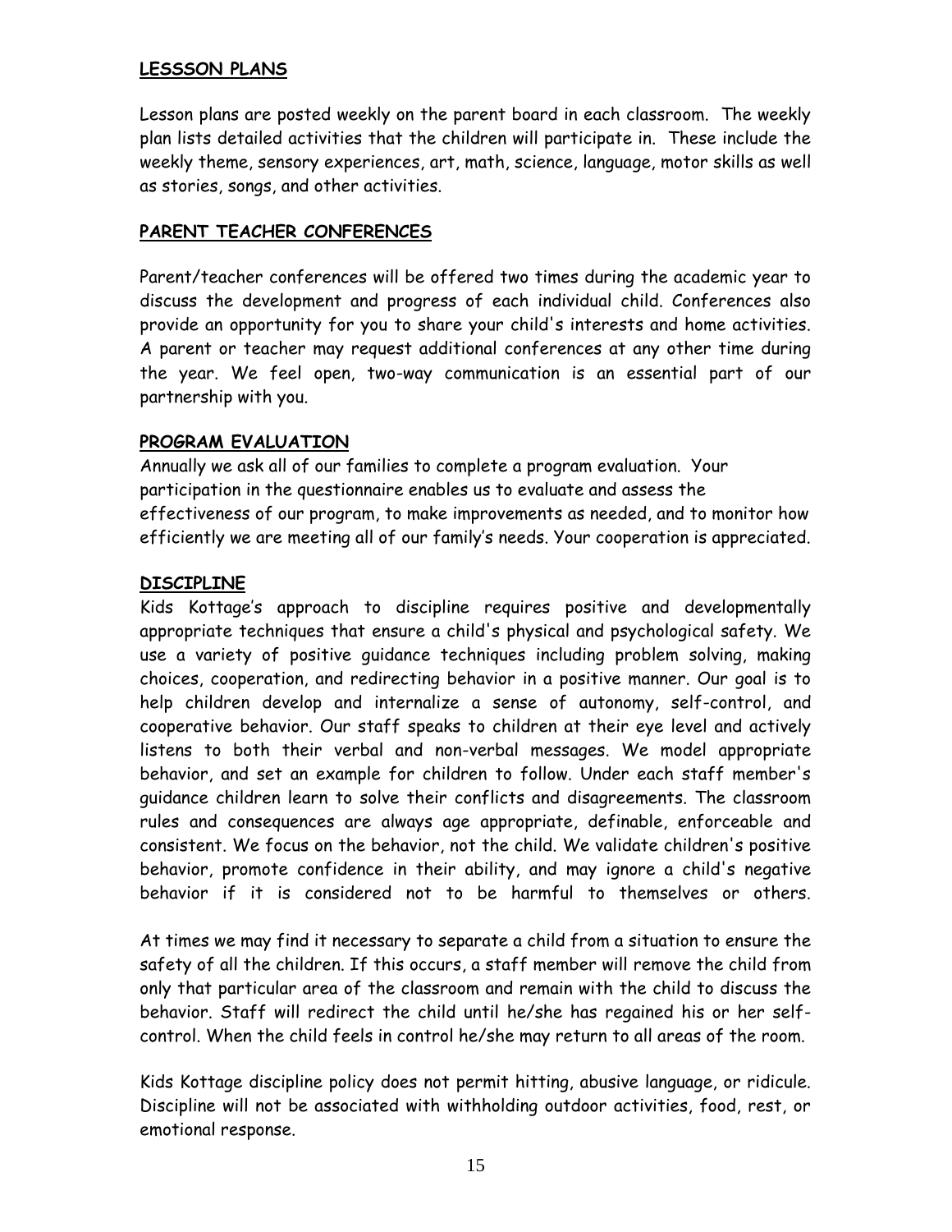## LESSSON PLANS

Lesson plans are posted weekly on the parent board in each classroom. The weekly plan lists detailed activities that the children will participate in. These include the weekly theme, sensory experiences, art, math, science, language, motor skills as well as stories, songs, and other activities.

## PARENT TEACHER CONFERENCES

Parent/teacher conferences will be offered two times during the academic year to discuss the development and progress of each individual child. Conferences also provide an opportunity for you to share your child's interests and home activities. A parent or teacher may request additional conferences at any other time during the year. We feel open, two-way communication is an essential part of our partnership with you.

## PROGRAM EVALUATION

Annually we ask all of our families to complete a program evaluation. Your participation in the questionnaire enables us to evaluate and assess the effectiveness of our program, to make improvements as needed, and to monitor how efficiently we are meeting all of our family's needs. Your cooperation is appreciated.

## DISCIPLINE

Kids Kottage's approach to discipline requires positive and developmentally appropriate techniques that ensure a child's physical and psychological safety. We use a variety of positive guidance techniques including problem solving, making choices, cooperation, and redirecting behavior in a positive manner. Our goal is to help children develop and internalize a sense of autonomy, self-control, and cooperative behavior. Our staff speaks to children at their eye level and actively listens to both their verbal and non-verbal messages. We model appropriate behavior, and set an example for children to follow. Under each staff member's guidance children learn to solve their conflicts and disagreements. The classroom rules and consequences are always age appropriate, definable, enforceable and consistent. We focus on the behavior, not the child. We validate children's positive behavior, promote confidence in their ability, and may ignore a child's negative behavior if it is considered not to be harmful to themselves or others.

At times we may find it necessary to separate a child from a situation to ensure the safety of all the children. If this occurs, a staff member will remove the child from only that particular area of the classroom and remain with the child to discuss the behavior. Staff will redirect the child until he/she has regained his or her self-control. When the child feels in control he/she may return to all areas of the room.

Kids Kottage discipline policy does not permit hitting, abusive language, or ridicule. Discipline will not be associated with withholding outdoor activities, food, rest, or emotional response.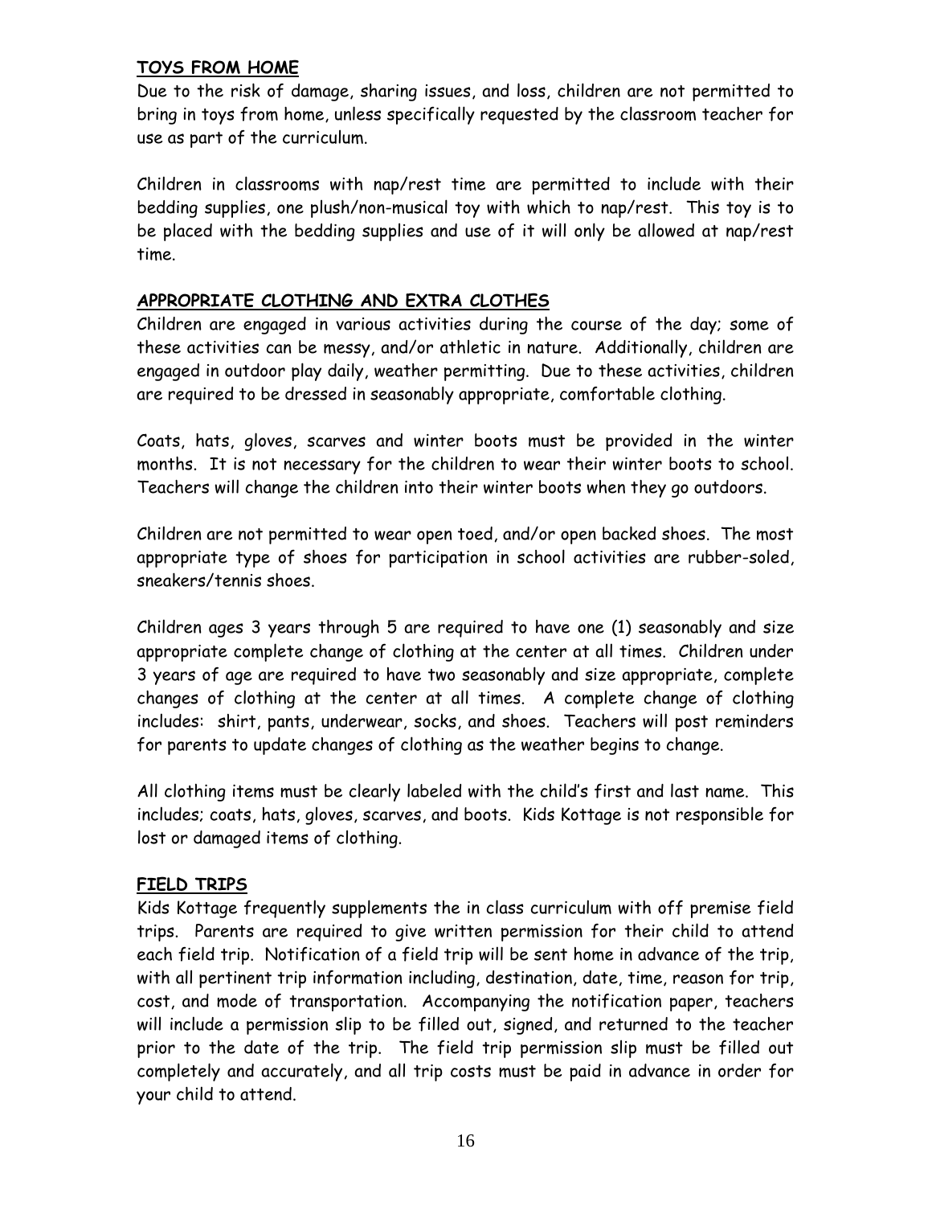## TOYS FROM HOME

Due to the risk of damage, sharing issues, and loss, children are not permitted to bring in toys from home, unless specifically requested by the classroom teacher for use as part of the curriculum.

Children in classrooms with nap/rest time are permitted to include with their bedding supplies, one plush/non-musical toy with which to nap/rest. This toy is to be placed with the bedding supplies and use of it will only be allowed at nap/rest time.

## APPROPRIATE CLOTHING AND EXTRA CLOTHES

Children are engaged in various activities during the course of the day; some of these activities can be messy, and/or athletic in nature. Additionally, children are engaged in outdoor play daily, weather permitting. Due to these activities, children are required to be dressed in seasonably appropriate, comfortable clothing.

Coats, hats, gloves, scarves and winter boots must be provided in the winter months. It is not necessary for the children to wear their winter boots to school. Teachers will change the children into their winter boots when they go outdoors.

Children are not permitted to wear open toed, and/or open backed shoes. The most appropriate type of shoes for participation in school activities are rubber-soled, sneakers/tennis shoes.

Children ages 3 years through 5 are required to have one (1) seasonably and size appropriate complete change of clothing at the center at all times. Children under 3 years of age are required to have two seasonably and size appropriate, complete changes of clothing at the center at all times. A complete change of clothing includes: shirt, pants, underwear, socks, and shoes. Teachers will post reminders for parents to update changes of clothing as the weather begins to change.

All clothing items must be clearly labeled with the child's first and last name. This includes; coats, hats, gloves, scarves, and boots. Kids Kottage is not responsible for lost or damaged items of clothing.

## FIELD TRIPS

Kids Kottage frequently supplements the in class curriculum with off premise field trips. Parents are required to give written permission for their child to attend each field trip. Notification of a field trip will be sent home in advance of the trip, with all pertinent trip information including, destination, date, time, reason for trip, cost, and mode of transportation. Accompanying the notification paper, teachers will include a permission slip to be filled out, signed, and returned to the teacher prior to the date of the trip. The field trip permission slip must be filled out completely and accurately, and all trip costs must be paid in advance in order for your child to attend.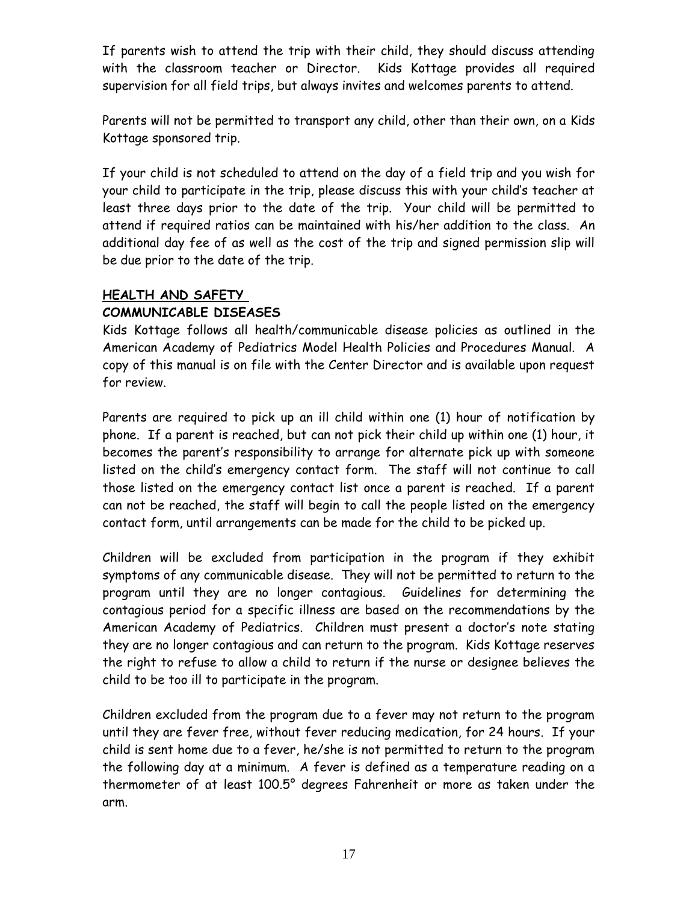If parents wish to attend the trip with their child, they should discuss attending with the classroom teacher or Director. Kids Kottage provides all required supervision for all field trips, but always invites and welcomes parents to attend.

Parents will not be permitted to transport any child, other than their own, on a Kids Kottage sponsored trip.

If your child is not scheduled to attend on the day of a field trip and you wish for your child to participate in the trip, please discuss this with your child's teacher at least three days prior to the date of the trip. Your child will be permitted to attend if required ratios can be maintained with his/her addition to the class. An additional day fee of as well as the cost of the trip and signed permission slip will be due prior to the date of the trip.

## HEALTH AND SAFETY

### COMMUNICABLE DISEASES

Kids Kottage follows all health/communicable disease policies as outlined in the American Academy of Pediatrics Model Health Policies and Procedures Manual. A copy of this manual is on file with the Center Director and is available upon request for review.

Parents are required to pick up an ill child within one (1) hour of notification by phone. If a parent is reached, but can not pick their child up within one (1) hour, it becomes the parent's responsibility to arrange for alternate pick up with someone listed on the child's emergency contact form. The staff will not continue to call those listed on the emergency contact list once a parent is reached. If a parent can not be reached, the staff will begin to call the people listed on the emergency contact form, until arrangements can be made for the child to be picked up.

Children will be excluded from participation in the program if they exhibit symptoms of any communicable disease. They will not be permitted to return to the program until they are no longer contagious. Guidelines for determining the contagious period for a specific illness are based on the recommendations by the American Academy of Pediatrics. Children must present a doctor's note stating they are no longer contagious and can return to the program. Kids Kottage reserves the right to refuse to allow a child to return if the nurse or designee believes the child to be too ill to participate in the program.

Children excluded from the program due to a fever may not return to the program until they are fever free, without fever reducing medication, for 24 hours. If your child is sent home due to a fever, he/she is not permitted to return to the program the following day at a minimum. A fever is defined as a temperature reading on a thermometer of at least 100.5° degrees Fahrenheit or more as taken under the arm.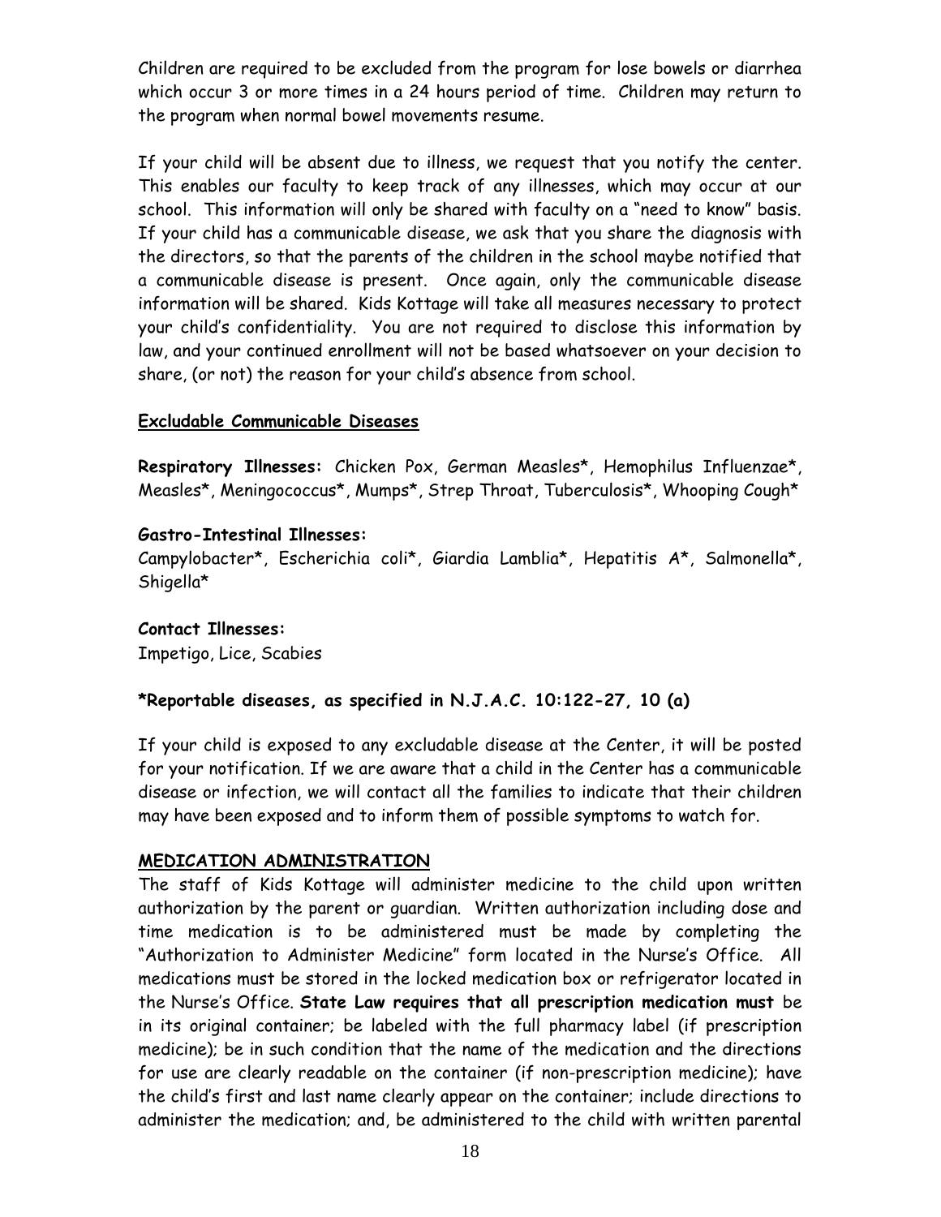Children are required to be excluded from the program for lose bowels or diarrhea which occur 3 or more times in a 24 hours period of time. Children may return to the program when normal bowel movements resume.

If your child will be absent due to illness, we request that you notify the center. This enables our faculty to keep track of any illnesses, which may occur at our school. This information will only be shared with faculty on a "need to know" basis. If your child has a communicable disease, we ask that you share the diagnosis with the directors, so that the parents of the children in the school maybe notified that a communicable disease is present. Once again, only the communicable disease information will be shared. Kids Kottage will take all measures necessary to protect your child's confidentiality. You are not required to disclose this information by law, and your continued enrollment will not be based whatsoever on your decision to share, (or not) the reason for your child's absence from school.

**Excludable Communicable Diseases**

**Respiratory Illnesses:** Chicken Pox, German Measles*, Hemophilus Influenzae*, Measles*, Meningococcus*, Mumps*, Strep Throat, Tuberculosis*, Whooping Cough*

**Gastro-Intestinal Illnesses:**
Campylobacter*, Escherichia coli*, Giardia Lamblia*, Hepatitis A*, Salmonella*, Shigella*

**Contact Illnesses:**
Impetigo, Lice, Scabies

**\*Reportable diseases, as specified in N.J.A.C. 10:122-27, 10 (a)**

If your child is exposed to any excludable disease at the Center, it will be posted for your notification. If we are aware that a child in the Center has a communicable disease or infection, we will contact all the families to indicate that their children may have been exposed and to inform them of possible symptoms to watch for.

**MEDICATION ADMINISTRATION**

The staff of Kids Kottage will administer medicine to the child upon written authorization by the parent or guardian. Written authorization including dose and time medication is to be administered must be made by completing the "Authorization to Administer Medicine" form located in the Nurse's Office. All medications must be stored in the locked medication box or refrigerator located in the Nurse's Office. **State Law requires that all prescription medication must** be in its original container; be labeled with the full pharmacy label (if prescription medicine); be in such condition that the name of the medication and the directions for use are clearly readable on the container (if non-prescription medicine); have the child's first and last name clearly appear on the container; include directions to administer the medication; and, be administered to the child with written parental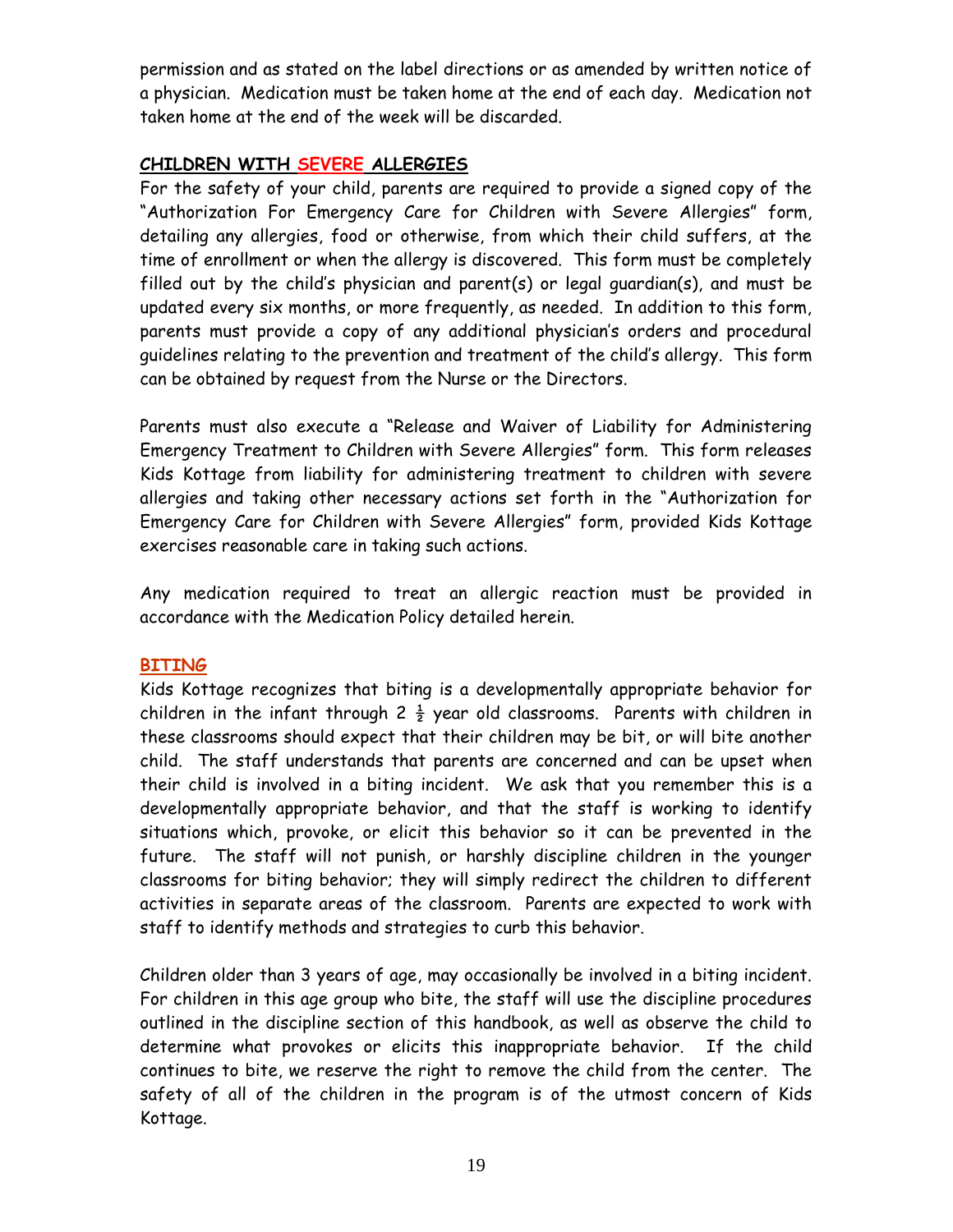permission and as stated on the label directions or as amended by written notice of a physician. Medication must be taken home at the end of each day. Medication not taken home at the end of the week will be discarded.

## CHILDREN WITH SEVERE ALLERGIES

For the safety of your child, parents are required to provide a signed copy of the "Authorization For Emergency Care for Children with Severe Allergies" form, detailing any allergies, food or otherwise, from which their child suffers, at the time of enrollment or when the allergy is discovered. This form must be completely filled out by the child's physician and parent(s) or legal guardian(s), and must be updated every six months, or more frequently, as needed. In addition to this form, parents must provide a copy of any additional physician's orders and procedural guidelines relating to the prevention and treatment of the child's allergy. This form can be obtained by request from the Nurse or the Directors.

Parents must also execute a "Release and Waiver of Liability for Administering Emergency Treatment to Children with Severe Allergies" form. This form releases Kids Kottage from liability for administering treatment to children with severe allergies and taking other necessary actions set forth in the "Authorization for Emergency Care for Children with Severe Allergies" form, provided Kids Kottage exercises reasonable care in taking such actions.

Any medication required to treat an allergic reaction must be provided in accordance with the Medication Policy detailed herein.

## BITING

Kids Kottage recognizes that biting is a developmentally appropriate behavior for children in the infant through 2 ½ year old classrooms. Parents with children in these classrooms should expect that their children may be bit, or will bite another child. The staff understands that parents are concerned and can be upset when their child is involved in a biting incident. We ask that you remember this is a developmentally appropriate behavior, and that the staff is working to identify situations which, provoke, or elicit this behavior so it can be prevented in the future. The staff will not punish, or harshly discipline children in the younger classrooms for biting behavior; they will simply redirect the children to different activities in separate areas of the classroom. Parents are expected to work with staff to identify methods and strategies to curb this behavior.

Children older than 3 years of age, may occasionally be involved in a biting incident. For children in this age group who bite, the staff will use the discipline procedures outlined in the discipline section of this handbook, as well as observe the child to determine what provokes or elicits this inappropriate behavior. If the child continues to bite, we reserve the right to remove the child from the center. The safety of all of the children in the program is of the utmost concern of Kids Kottage.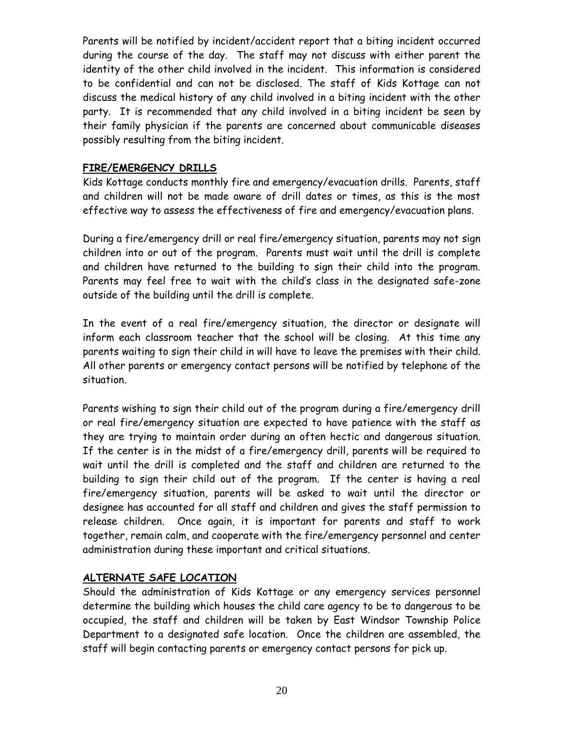Parents will be notified by incident/accident report that a biting incident occurred during the course of the day. The staff may not discuss with either parent the identity of the other child involved in the incident. This information is considered to be confidential and can not be disclosed. The staff of Kids Kottage can not discuss the medical history of any child involved in a biting incident with the other party. It is recommended that any child involved in a biting incident be seen by their family physician if the parents are concerned about communicable diseases possibly resulting from the biting incident.

## FIRE/EMERGENCY DRILLS

Kids Kottage conducts monthly fire and emergency/evacuation drills. Parents, staff and children will not be made aware of drill dates or times, as this is the most effective way to assess the effectiveness of fire and emergency/evacuation plans.

During a fire/emergency drill or real fire/emergency situation, parents may not sign children into or out of the program. Parents must wait until the drill is complete and children have returned to the building to sign their child into the program. Parents may feel free to wait with the child's class in the designated safe-zone outside of the building until the drill is complete.

In the event of a real fire/emergency situation, the director or designate will inform each classroom teacher that the school will be closing. At this time any parents waiting to sign their child in will have to leave the premises with their child. All other parents or emergency contact persons will be notified by telephone of the situation.

Parents wishing to sign their child out of the program during a fire/emergency drill or real fire/emergency situation are expected to have patience with the staff as they are trying to maintain order during an often hectic and dangerous situation. If the center is in the midst of a fire/emergency drill, parents will be required to wait until the drill is completed and the staff and children are returned to the building to sign their child out of the program. If the center is having a real fire/emergency situation, parents will be asked to wait until the director or designee has accounted for all staff and children and gives the staff permission to release children. Once again, it is important for parents and staff to work together, remain calm, and cooperate with the fire/emergency personnel and center administration during these important and critical situations.

## ALTERNATE SAFE LOCATION

Should the administration of Kids Kottage or any emergency services personnel determine the building which houses the child care agency to be to dangerous to be occupied, the staff and children will be taken by East Windsor Township Police Department to a designated safe location. Once the children are assembled, the staff will begin contacting parents or emergency contact persons for pick up.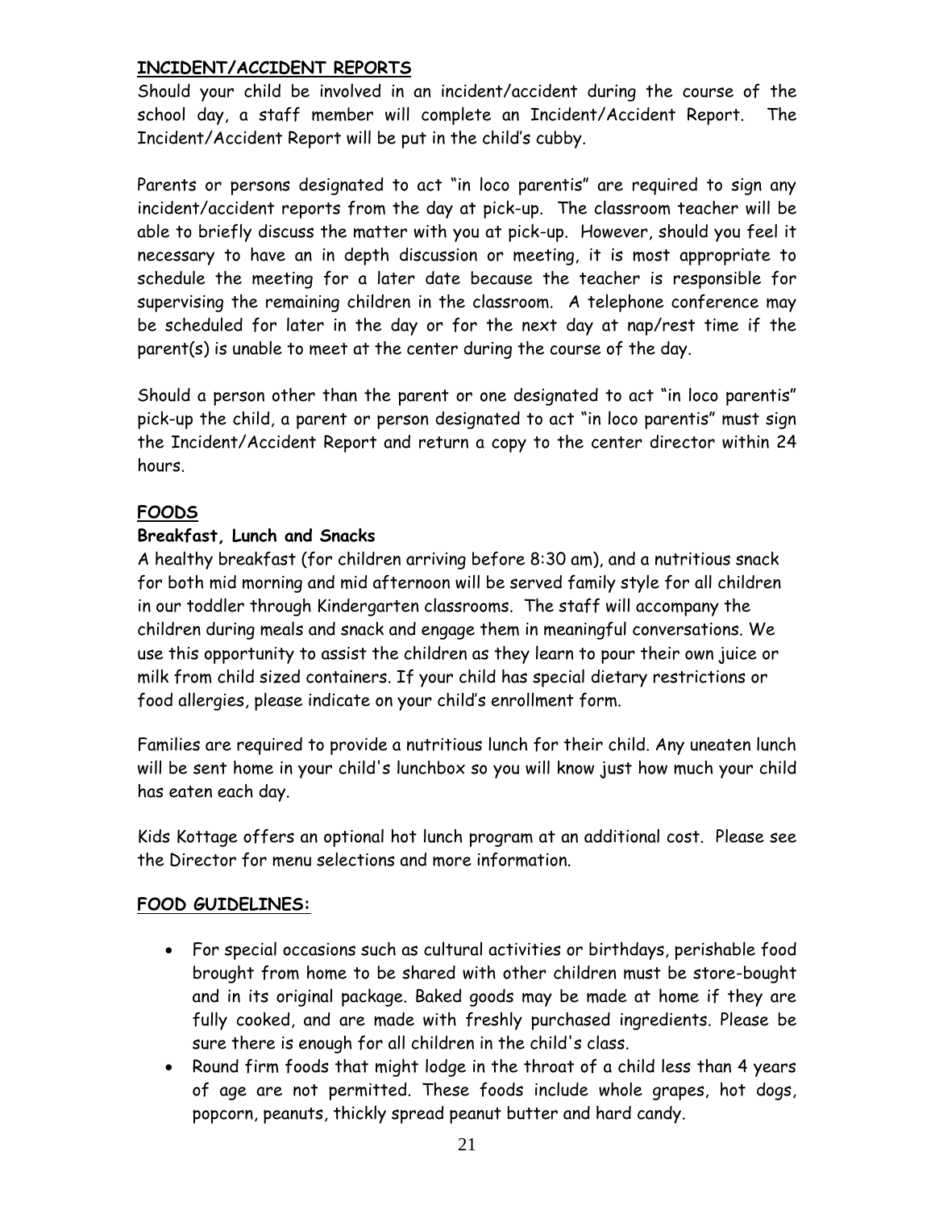## INCIDENT/ACCIDENT REPORTS

Should your child be involved in an incident/accident during the course of the school day, a staff member will complete an Incident/Accident Report. The Incident/Accident Report will be put in the child's cubby.

Parents or persons designated to act "in loco parentis" are required to sign any incident/accident reports from the day at pick-up. The classroom teacher will be able to briefly discuss the matter with you at pick-up. However, should you feel it necessary to have an in depth discussion or meeting, it is most appropriate to schedule the meeting for a later date because the teacher is responsible for supervising the remaining children in the classroom. A telephone conference may be scheduled for later in the day or for the next day at nap/rest time if the parent(s) is unable to meet at the center during the course of the day.

Should a person other than the parent or one designated to act "in loco parentis" pick-up the child, a parent or person designated to act "in loco parentis" must sign the Incident/Accident Report and return a copy to the center director within 24 hours.

## FOODS

### Breakfast, Lunch and Snacks

A healthy breakfast (for children arriving before 8:30 am), and a nutritious snack for both mid morning and mid afternoon will be served family style for all children in our toddler through Kindergarten classrooms. The staff will accompany the children during meals and snack and engage them in meaningful conversations. We use this opportunity to assist the children as they learn to pour their own juice or milk from child sized containers. If your child has special dietary restrictions or food allergies, please indicate on your child's enrollment form.

Families are required to provide a nutritious lunch for their child. Any uneaten lunch will be sent home in your child's lunchbox so you will know just how much your child has eaten each day.

Kids Kottage offers an optional hot lunch program at an additional cost. Please see the Director for menu selections and more information.

## FOOD GUIDELINES:

- For special occasions such as cultural activities or birthdays, perishable food brought from home to be shared with other children must be store-bought and in its original package. Baked goods may be made at home if they are fully cooked, and are made with freshly purchased ingredients. Please be sure there is enough for all children in the child's class.
- Round firm foods that might lodge in the throat of a child less than 4 years of age are not permitted. These foods include whole grapes, hot dogs, popcorn, peanuts, thickly spread peanut butter and hard candy.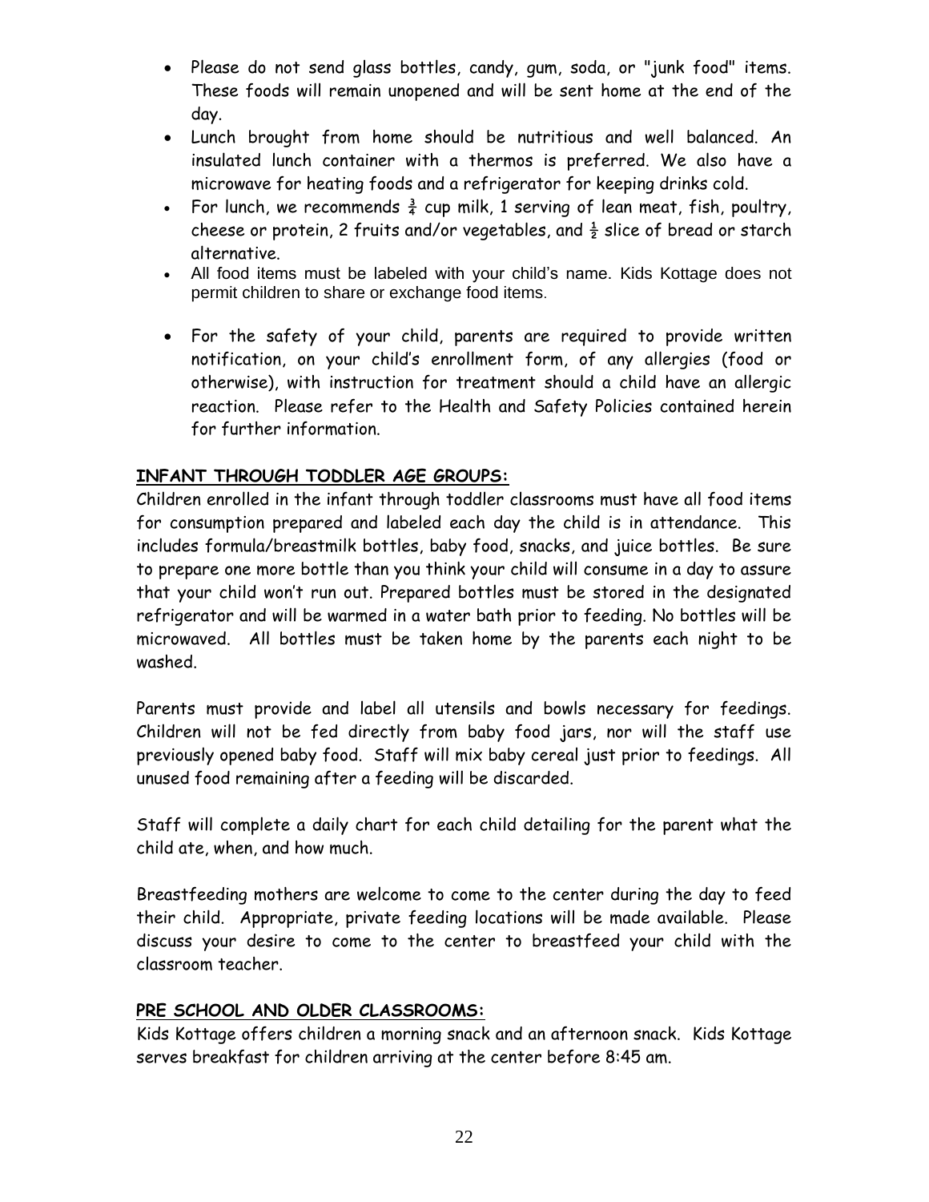- Please do not send glass bottles, candy, gum, soda, or "junk food" items. These foods will remain unopened and will be sent home at the end of the day.
- Lunch brought from home should be nutritious and well balanced. An insulated lunch container with a thermos is preferred. We also have a microwave for heating foods and a refrigerator for keeping drinks cold.
- For lunch, we recommends ¾ cup milk, 1 serving of lean meat, fish, poultry, cheese or protein, 2 fruits and/or vegetables, and ½ slice of bread or starch alternative.
- All food items must be labeled with your child's name. Kids Kottage does not permit children to share or exchange food items.
- For the safety of your child, parents are required to provide written notification, on your child's enrollment form, of any allergies (food or otherwise), with instruction for treatment should a child have an allergic reaction. Please refer to the Health and Safety Policies contained herein for further information.

**INFANT THROUGH TODDLER AGE GROUPS:**

Children enrolled in the infant through toddler classrooms must have all food items for consumption prepared and labeled each day the child is in attendance. This includes formula/breastmilk bottles, baby food, snacks, and juice bottles. Be sure to prepare one more bottle than you think your child will consume in a day to assure that your child won't run out. Prepared bottles must be stored in the designated refrigerator and will be warmed in a water bath prior to feeding. No bottles will be microwaved. All bottles must be taken home by the parents each night to be washed.

Parents must provide and label all utensils and bowls necessary for feedings. Children will not be fed directly from baby food jars, nor will the staff use previously opened baby food. Staff will mix baby cereal just prior to feedings. All unused food remaining after a feeding will be discarded.

Staff will complete a daily chart for each child detailing for the parent what the child ate, when, and how much.

Breastfeeding mothers are welcome to come to the center during the day to feed their child. Appropriate, private feeding locations will be made available. Please discuss your desire to come to the center to breastfeed your child with the classroom teacher.

**PRE SCHOOL AND OLDER CLASSROOMS:**

Kids Kottage offers children a morning snack and an afternoon snack. Kids Kottage serves breakfast for children arriving at the center before 8:45 am.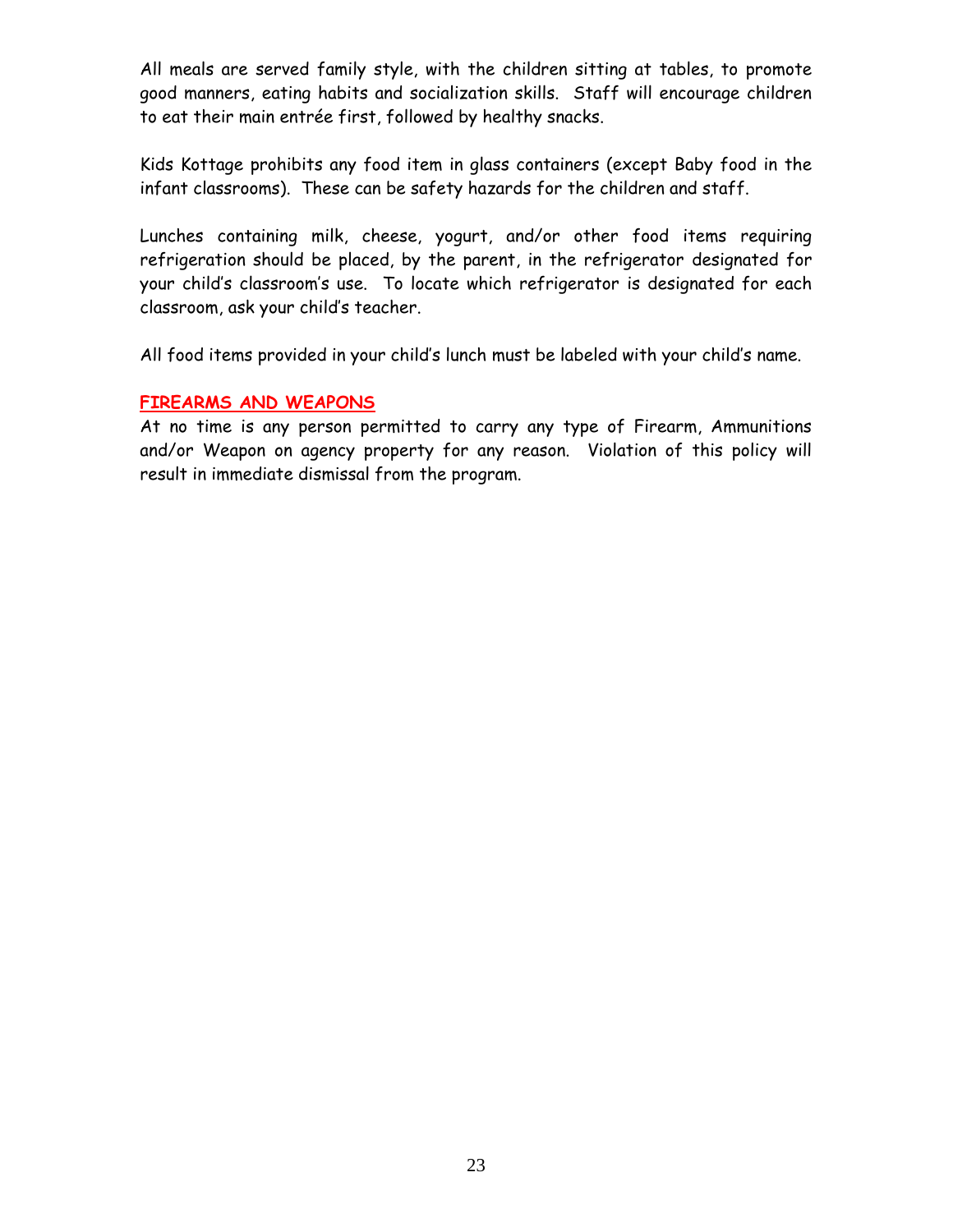All meals are served family style, with the children sitting at tables, to promote good manners, eating habits and socialization skills. Staff will encourage children to eat their main entrée first, followed by healthy snacks.

Kids Kottage prohibits any food item in glass containers (except Baby food in the infant classrooms). These can be safety hazards for the children and staff.

Lunches containing milk, cheese, yogurt, and/or other food items requiring refrigeration should be placed, by the parent, in the refrigerator designated for your child's classroom's use. To locate which refrigerator is designated for each classroom, ask your child's teacher.

All food items provided in your child's lunch must be labeled with your child's name.

## FIREARMS AND WEAPONS

At no time is any person permitted to carry any type of Firearm, Ammunitions and/or Weapon on agency property for any reason. Violation of this policy will result in immediate dismissal from the program.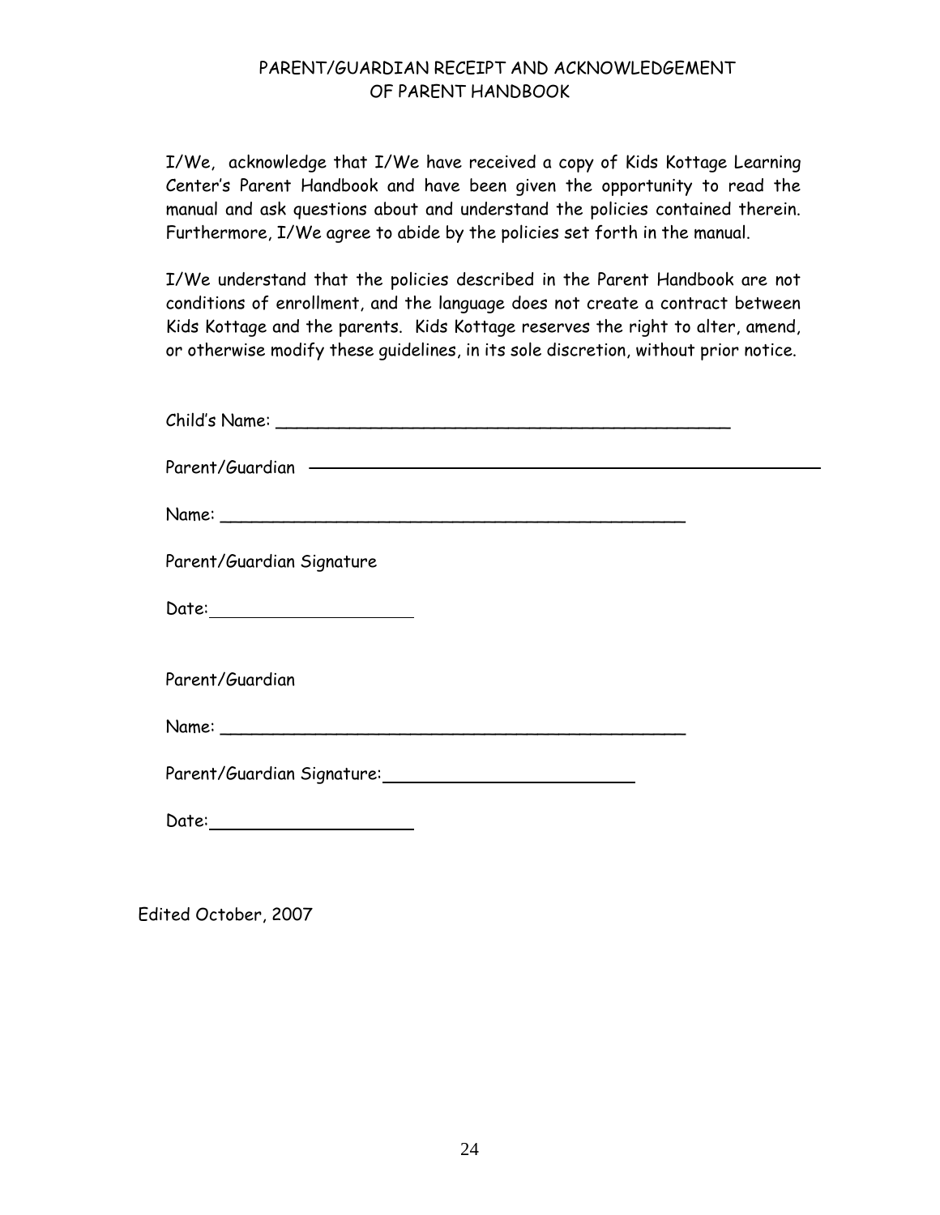# PARENT/GUARDIAN RECEIPT AND ACKNOWLEDGEMENT OF PARENT HANDBOOK

I/We, acknowledge that I/We have received a copy of Kids Kottage Learning Center's Parent Handbook and have been given the opportunity to read the manual and ask questions about and understand the policies contained therein. Furthermore, I/We agree to abide by the policies set forth in the manual.

I/We understand that the policies described in the Parent Handbook are not conditions of enrollment, and the language does not create a contract between Kids Kottage and the parents. Kids Kottage reserves the right to alter, amend, or otherwise modify these guidelines, in its sole discretion, without prior notice.

Child's Name: ____________________________________________

Parent/Guardian ____________________________________________

Name: ____________________________________________

Parent/Guardian Signature

Date: ____________________

Parent/Guardian

Name: ____________________________________________

Parent/Guardian Signature: ________________________

Date: ____________________

Edited October, 2007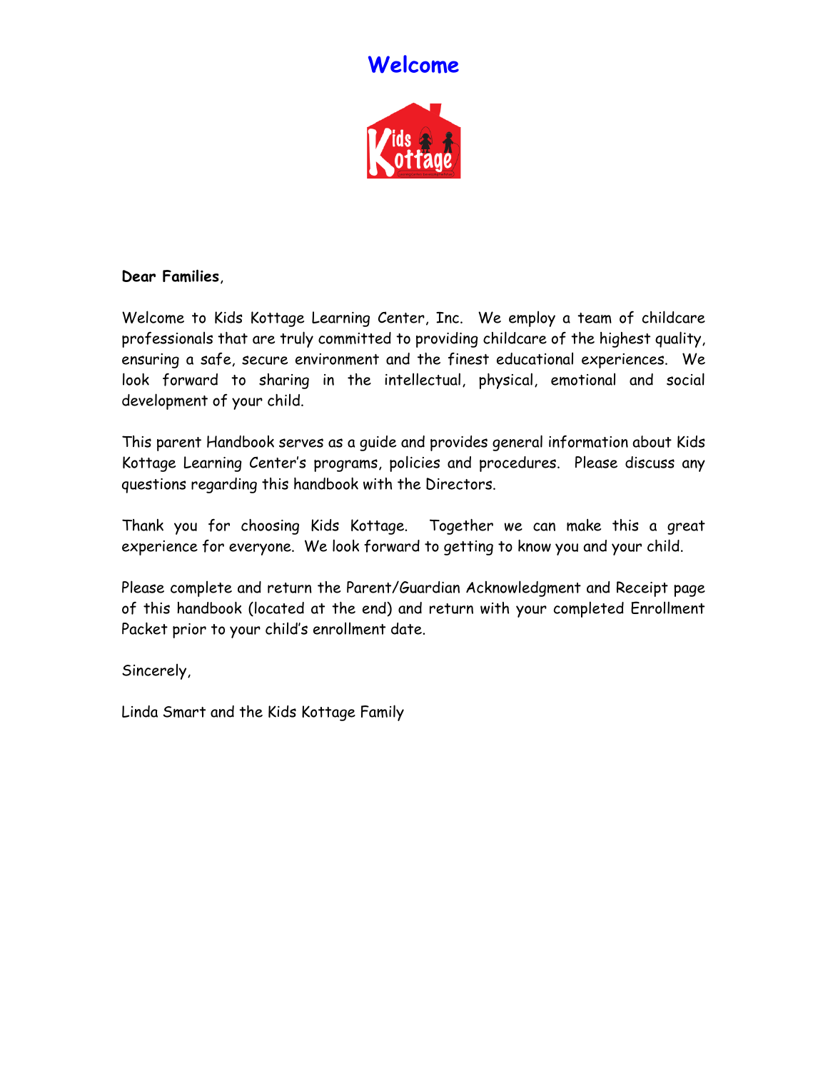# Welcome

**Dear Families**,

Welcome to Kids Kottage Learning Center, Inc. We employ a team of childcare professionals that are truly committed to providing childcare of the highest quality, ensuring a safe, secure environment and the finest educational experiences. We look forward to sharing in the intellectual, physical, emotional and social development of your child.

This parent Handbook serves as a guide and provides general information about Kids Kottage Learning Center's programs, policies and procedures. Please discuss any questions regarding this handbook with the Directors.

Thank you for choosing Kids Kottage. Together we can make this a great experience for everyone. We look forward to getting to know you and your child.

Please complete and return the Parent/Guardian Acknowledgment and Receipt page of this handbook (located at the end) and return with your completed Enrollment Packet prior to your child's enrollment date.

Sincerely,

Linda Smart and the Kids Kottage Family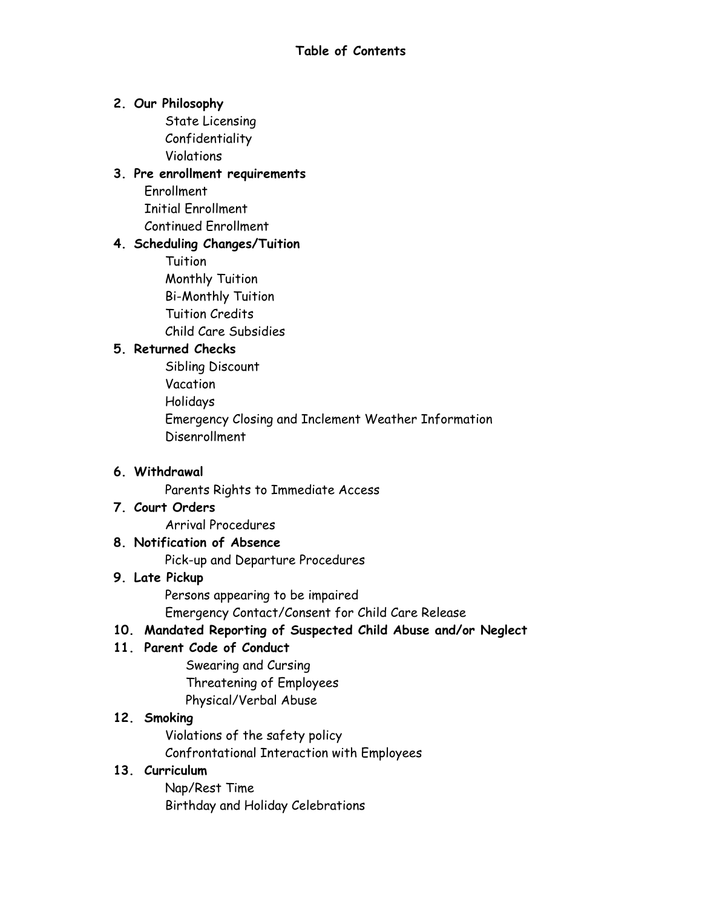# Table of Contents

2. **Our Philosophy**
    - State Licensing
    - Confidentiality
    - Violations
3. **Pre enrollment requirements**
    - Enrollment
    - Initial Enrollment
    - Continued Enrollment
4. **Scheduling Changes/Tuition**
    - Tuition
    - Monthly Tuition
    - Bi-Monthly Tuition
    - Tuition Credits
    - Child Care Subsidies
5. **Returned Checks**
    - Sibling Discount
    - Vacation
    - Holidays
    - Emergency Closing and Inclement Weather Information
    - Disenrollment
6. **Withdrawal**
    - Parents Rights to Immediate Access
7. **Court Orders**
    - Arrival Procedures
8. **Notification of Absence**
    - Pick-up and Departure Procedures
9. **Late Pickup**
    - Persons appearing to be impaired
    - Emergency Contact/Consent for Child Care Release
10. **Mandated Reporting of Suspected Child Abuse and/or Neglect**
11. **Parent Code of Conduct**
    - Swearing and Cursing
    - Threatening of Employees
    - Physical/Verbal Abuse
12. **Smoking**
    - Violations of the safety policy
    - Confrontational Interaction with Employees
13. **Curriculum**
    - Nap/Rest Time
    - Birthday and Holiday Celebrations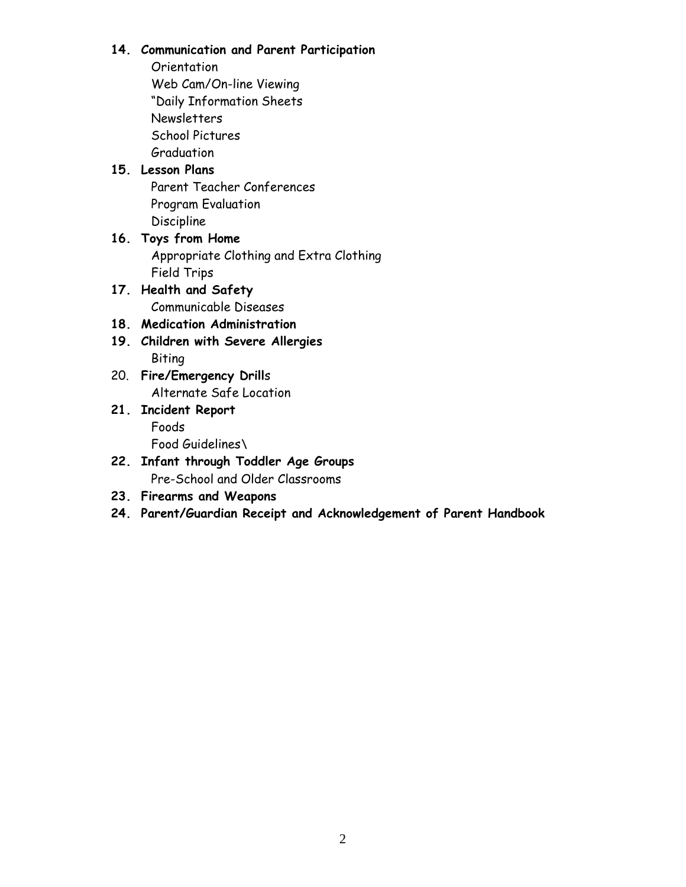14. **Communication and Parent Participation**
    - Orientation
    - Web Cam/On-line Viewing
    - "Daily Information Sheets
    - Newsletters
    - School Pictures
    - Graduation
15. **Lesson Plans**
    - Parent Teacher Conferences
    - Program Evaluation
    - Discipline
16. **Toys from Home**
    - Appropriate Clothing and Extra Clothing
    - Field Trips
17. **Health and Safety**
    - Communicable Diseases
18. **Medication Administration**
19. **Children with Severe Allergies**
    - Biting
20. **Fire/Emergency Drill**s
    - Alternate Safe Location
21. **Incident Report**
    - Foods
    - Food Guidelines\
22. **Infant through Toddler Age Groups**
    - Pre-School and Older Classrooms
23. **Firearms and Weapons**
24. **Parent/Guardian Receipt and Acknowledgement of Parent Handbook**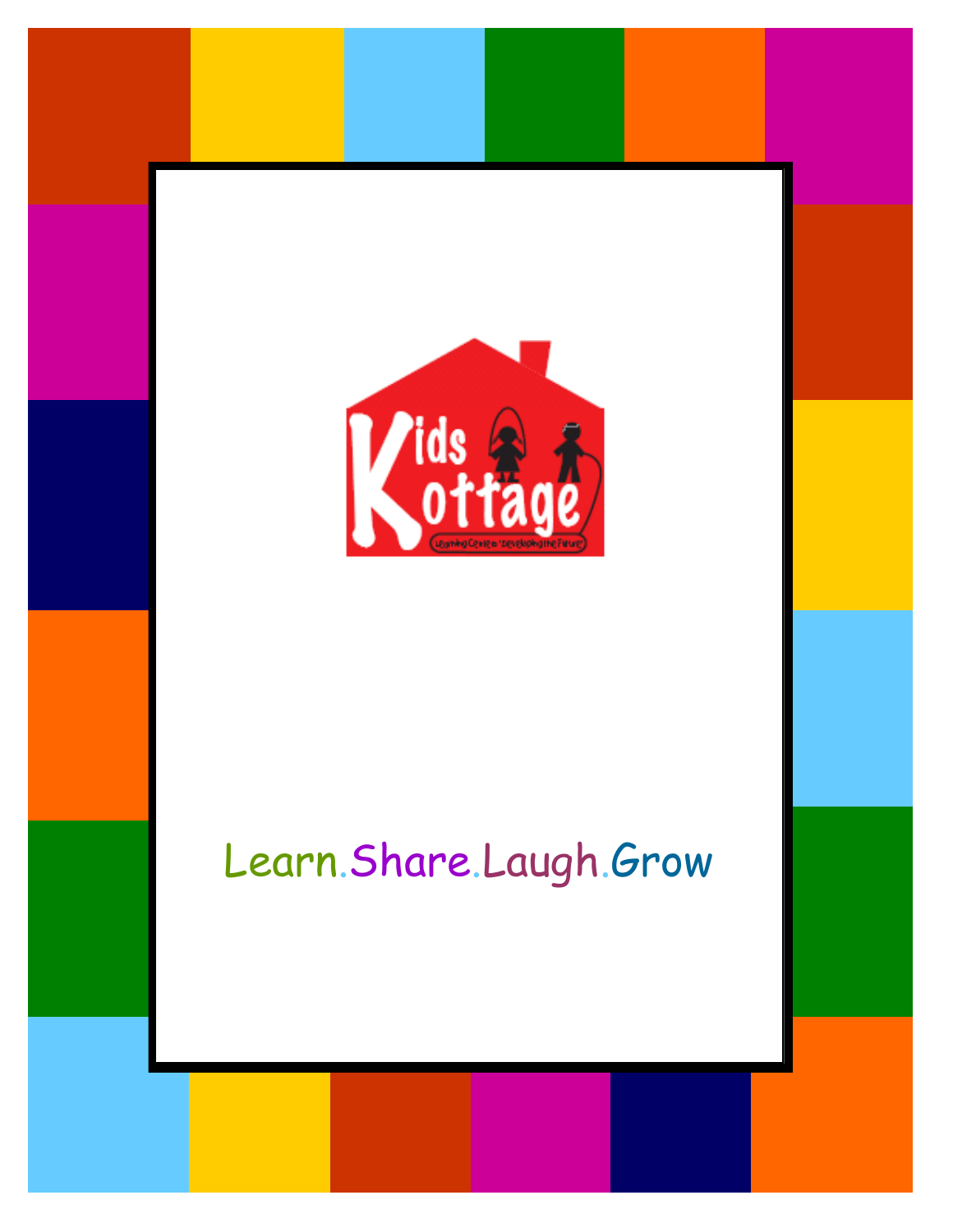Kids Kottage

Learning Center "Developing the Future"

Learn.Share.Laugh.Grow